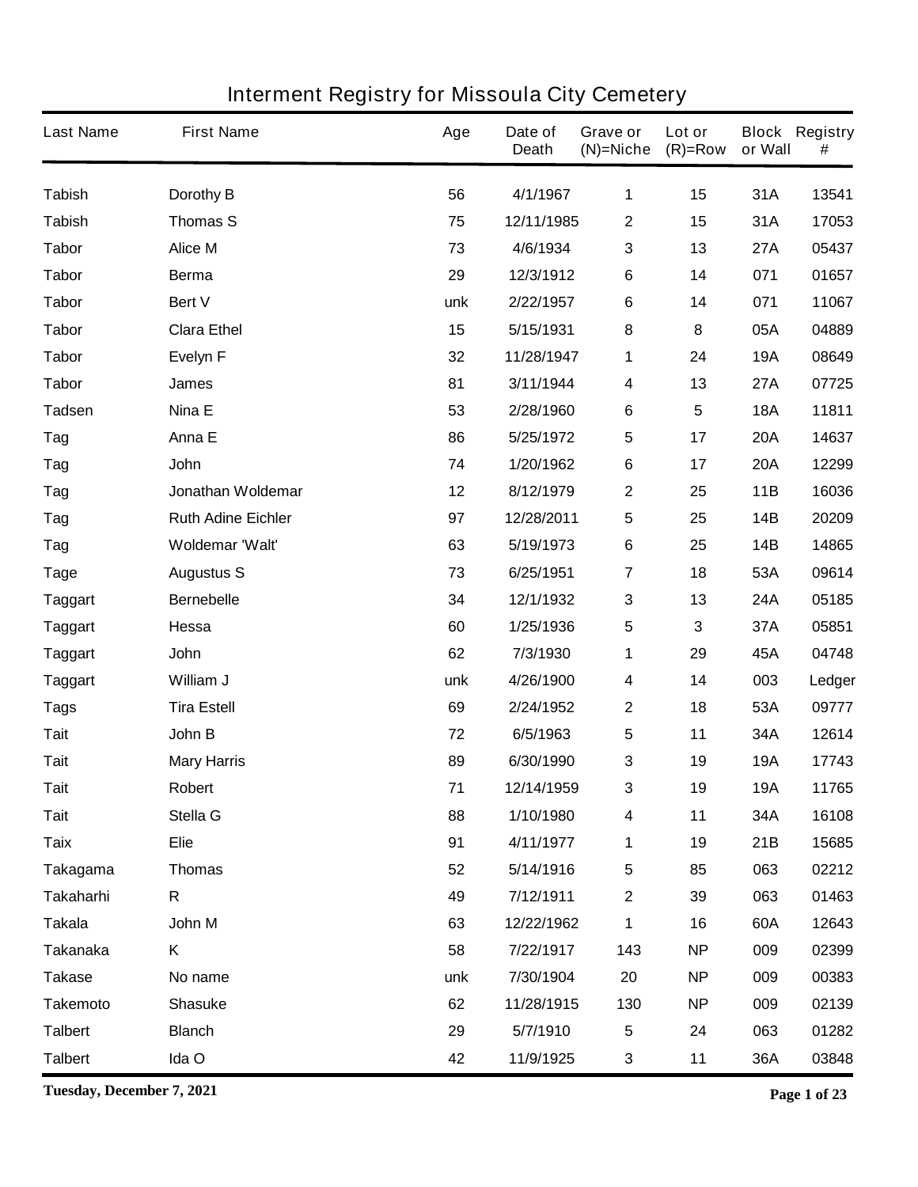# Interment Registry for Missoula City Cemetery

| Last Name | First Name | Age | Date of Death | Grave or (N)=Niche | Lot or (R)=Row | Block or Wall | Registry # |
|---|---|---|---|---|---|---|---|
| Tabish | Dorothy B | 56 | 4/1/1967 | 1 | 15 | 31A | 13541 |
| Tabish | Thomas S | 75 | 12/11/1985 | 2 | 15 | 31A | 17053 |
| Tabor | Alice M | 73 | 4/6/1934 | 3 | 13 | 27A | 05437 |
| Tabor | Berma | 29 | 12/3/1912 | 6 | 14 | 071 | 01657 |
| Tabor | Bert V | unk | 2/22/1957 | 6 | 14 | 071 | 11067 |
| Tabor | Clara Ethel | 15 | 5/15/1931 | 8 | 8 | 05A | 04889 |
| Tabor | Evelyn F | 32 | 11/28/1947 | 1 | 24 | 19A | 08649 |
| Tabor | James | 81 | 3/11/1944 | 4 | 13 | 27A | 07725 |
| Tadsen | Nina E | 53 | 2/28/1960 | 6 | 5 | 18A | 11811 |
| Tag | Anna E | 86 | 5/25/1972 | 5 | 17 | 20A | 14637 |
| Tag | John | 74 | 1/20/1962 | 6 | 17 | 20A | 12299 |
| Tag | Jonathan Woldemar | 12 | 8/12/1979 | 2 | 25 | 11B | 16036 |
| Tag | Ruth Adine Eichler | 97 | 12/28/2011 | 5 | 25 | 14B | 20209 |
| Tag | Woldemar 'Walt' | 63 | 5/19/1973 | 6 | 25 | 14B | 14865 |
| Tage | Augustus S | 73 | 6/25/1951 | 7 | 18 | 53A | 09614 |
| Taggart | Bernebelle | 34 | 12/1/1932 | 3 | 13 | 24A | 05185 |
| Taggart | Hessa | 60 | 1/25/1936 | 5 | 3 | 37A | 05851 |
| Taggart | John | 62 | 7/3/1930 | 1 | 29 | 45A | 04748 |
| Taggart | William J | unk | 4/26/1900 | 4 | 14 | 003 | Ledger |
| Tags | Tira Estell | 69 | 2/24/1952 | 2 | 18 | 53A | 09777 |
| Tait | John B | 72 | 6/5/1963 | 5 | 11 | 34A | 12614 |
| Tait | Mary Harris | 89 | 6/30/1990 | 3 | 19 | 19A | 17743 |
| Tait | Robert | 71 | 12/14/1959 | 3 | 19 | 19A | 11765 |
| Tait | Stella G | 88 | 1/10/1980 | 4 | 11 | 34A | 16108 |
| Taix | Elie | 91 | 4/11/1977 | 1 | 19 | 21B | 15685 |
| Takagama | Thomas | 52 | 5/14/1916 | 5 | 85 | 063 | 02212 |
| Takaharhi | R | 49 | 7/12/1911 | 2 | 39 | 063 | 01463 |
| Takala | John M | 63 | 12/22/1962 | 1 | 16 | 60A | 12643 |
| Takanaka | K | 58 | 7/22/1917 | 143 | NP | 009 | 02399 |
| Takase | No name | unk | 7/30/1904 | 20 | NP | 009 | 00383 |
| Takemoto | Shasuke | 62 | 11/28/1915 | 130 | NP | 009 | 02139 |
| Talbert | Blanch | 29 | 5/7/1910 | 5 | 24 | 063 | 01282 |
| Talbert | Ida O | 42 | 11/9/1925 | 3 | 11 | 36A | 03848 |

Tuesday, December 7, 2021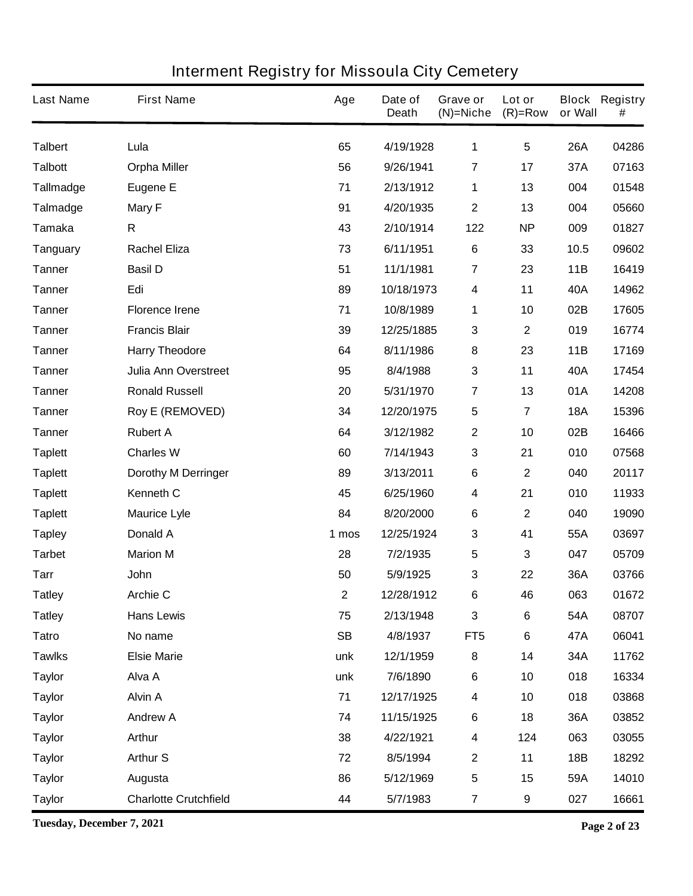# Interment Registry for Missoula City Cemetery

| Last Name | First Name | Age | Date of Death | Grave or (N)=Niche | Lot or (R)=Row | Block or Wall | Registry # |
|---|---|---|---|---|---|---|---|
| Talbert | Lula | 65 | 4/19/1928 | 1 | 5 | 26A | 04286 |
| Talbott | Orpha Miller | 56 | 9/26/1941 | 7 | 17 | 37A | 07163 |
| Tallmadge | Eugene E | 71 | 2/13/1912 | 1 | 13 | 004 | 01548 |
| Talmadge | Mary F | 91 | 4/20/1935 | 2 | 13 | 004 | 05660 |
| Tamaka | R | 43 | 2/10/1914 | 122 | NP | 009 | 01827 |
| Tanguary | Rachel Eliza | 73 | 6/11/1951 | 6 | 33 | 10.5 | 09602 |
| Tanner | Basil D | 51 | 11/1/1981 | 7 | 23 | 11B | 16419 |
| Tanner | Edi | 89 | 10/18/1973 | 4 | 11 | 40A | 14962 |
| Tanner | Florence Irene | 71 | 10/8/1989 | 1 | 10 | 02B | 17605 |
| Tanner | Francis Blair | 39 | 12/25/1885 | 3 | 2 | 019 | 16774 |
| Tanner | Harry Theodore | 64 | 8/11/1986 | 8 | 23 | 11B | 17169 |
| Tanner | Julia Ann Overstreet | 95 | 8/4/1988 | 3 | 11 | 40A | 17454 |
| Tanner | Ronald Russell | 20 | 5/31/1970 | 7 | 13 | 01A | 14208 |
| Tanner | Roy E (REMOVED) | 34 | 12/20/1975 | 5 | 7 | 18A | 15396 |
| Tanner | Rubert A | 64 | 3/12/1982 | 2 | 10 | 02B | 16466 |
| Taplett | Charles W | 60 | 7/14/1943 | 3 | 21 | 010 | 07568 |
| Taplett | Dorothy M Derringer | 89 | 3/13/2011 | 6 | 2 | 040 | 20117 |
| Taplett | Kenneth C | 45 | 6/25/1960 | 4 | 21 | 010 | 11933 |
| Taplett | Maurice Lyle | 84 | 8/20/2000 | 6 | 2 | 040 | 19090 |
| Tapley | Donald A | 1 mos | 12/25/1924 | 3 | 41 | 55A | 03697 |
| Tarbet | Marion M | 28 | 7/2/1935 | 5 | 3 | 047 | 05709 |
| Tarr | John | 50 | 5/9/1925 | 3 | 22 | 36A | 03766 |
| Tatley | Archie C | 2 | 12/28/1912 | 6 | 46 | 063 | 01672 |
| Tatley | Hans Lewis | 75 | 2/13/1948 | 3 | 6 | 54A | 08707 |
| Tatro | No name | SB | 4/8/1937 | FT5 | 6 | 47A | 06041 |
| Tawlks | Elsie Marie | unk | 12/1/1959 | 8 | 14 | 34A | 11762 |
| Taylor | Alva A | unk | 7/6/1890 | 6 | 10 | 018 | 16334 |
| Taylor | Alvin A | 71 | 12/17/1925 | 4 | 10 | 018 | 03868 |
| Taylor | Andrew A | 74 | 11/15/1925 | 6 | 18 | 36A | 03852 |
| Taylor | Arthur | 38 | 4/22/1921 | 4 | 124 | 063 | 03055 |
| Taylor | Arthur S | 72 | 8/5/1994 | 2 | 11 | 18B | 18292 |
| Taylor | Augusta | 86 | 5/12/1969 | 5 | 15 | 59A | 14010 |
| Taylor | Charlotte Crutchfield | 44 | 5/7/1983 | 7 | 9 | 027 | 16661 |

Tuesday, December 7, 2021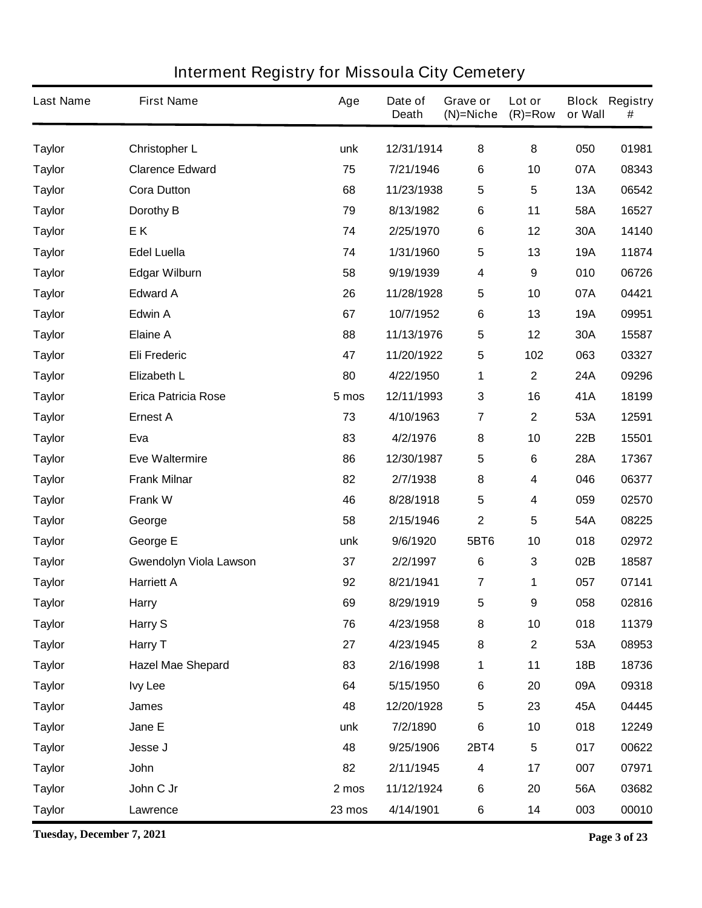# Interment Registry for Missoula City Cemetery

| Last Name | First Name | Age | Date of Death | Grave or (N)=Niche | Lot or (R)=Row | Block or Wall | Registry # |
|---|---|---|---|---|---|---|---|
| Taylor | Christopher L | unk | 12/31/1914 | 8 | 8 | 050 | 01981 |
| Taylor | Clarence Edward | 75 | 7/21/1946 | 6 | 10 | 07A | 08343 |
| Taylor | Cora Dutton | 68 | 11/23/1938 | 5 | 5 | 13A | 06542 |
| Taylor | Dorothy B | 79 | 8/13/1982 | 6 | 11 | 58A | 16527 |
| Taylor | E K | 74 | 2/25/1970 | 6 | 12 | 30A | 14140 |
| Taylor | Edel Luella | 74 | 1/31/1960 | 5 | 13 | 19A | 11874 |
| Taylor | Edgar Wilburn | 58 | 9/19/1939 | 4 | 9 | 010 | 06726 |
| Taylor | Edward A | 26 | 11/28/1928 | 5 | 10 | 07A | 04421 |
| Taylor | Edwin A | 67 | 10/7/1952 | 6 | 13 | 19A | 09951 |
| Taylor | Elaine A | 88 | 11/13/1976 | 5 | 12 | 30A | 15587 |
| Taylor | Eli Frederic | 47 | 11/20/1922 | 5 | 102 | 063 | 03327 |
| Taylor | Elizabeth L | 80 | 4/22/1950 | 1 | 2 | 24A | 09296 |
| Taylor | Erica Patricia Rose | 5 mos | 12/11/1993 | 3 | 16 | 41A | 18199 |
| Taylor | Ernest A | 73 | 4/10/1963 | 7 | 2 | 53A | 12591 |
| Taylor | Eva | 83 | 4/2/1976 | 8 | 10 | 22B | 15501 |
| Taylor | Eve Waltermire | 86 | 12/30/1987 | 5 | 6 | 28A | 17367 |
| Taylor | Frank Milnar | 82 | 2/7/1938 | 8 | 4 | 046 | 06377 |
| Taylor | Frank W | 46 | 8/28/1918 | 5 | 4 | 059 | 02570 |
| Taylor | George | 58 | 2/15/1946 | 2 | 5 | 54A | 08225 |
| Taylor | George E | unk | 9/6/1920 | 5BT6 | 10 | 018 | 02972 |
| Taylor | Gwendolyn Viola Lawson | 37 | 2/2/1997 | 6 | 3 | 02B | 18587 |
| Taylor | Harriett A | 92 | 8/21/1941 | 7 | 1 | 057 | 07141 |
| Taylor | Harry | 69 | 8/29/1919 | 5 | 9 | 058 | 02816 |
| Taylor | Harry S | 76 | 4/23/1958 | 8 | 10 | 018 | 11379 |
| Taylor | Harry T | 27 | 4/23/1945 | 8 | 2 | 53A | 08953 |
| Taylor | Hazel Mae Shepard | 83 | 2/16/1998 | 1 | 11 | 18B | 18736 |
| Taylor | Ivy Lee | 64 | 5/15/1950 | 6 | 20 | 09A | 09318 |
| Taylor | James | 48 | 12/20/1928 | 5 | 23 | 45A | 04445 |
| Taylor | Jane E | unk | 7/2/1890 | 6 | 10 | 018 | 12249 |
| Taylor | Jesse J | 48 | 9/25/1906 | 2BT4 | 5 | 017 | 00622 |
| Taylor | John | 82 | 2/11/1945 | 4 | 17 | 007 | 07971 |
| Taylor | John C Jr | 2 mos | 11/12/1924 | 6 | 20 | 56A | 03682 |
| Taylor | Lawrence | 23 mos | 4/14/1901 | 6 | 14 | 003 | 00010 |

Tuesday, December 7, 2021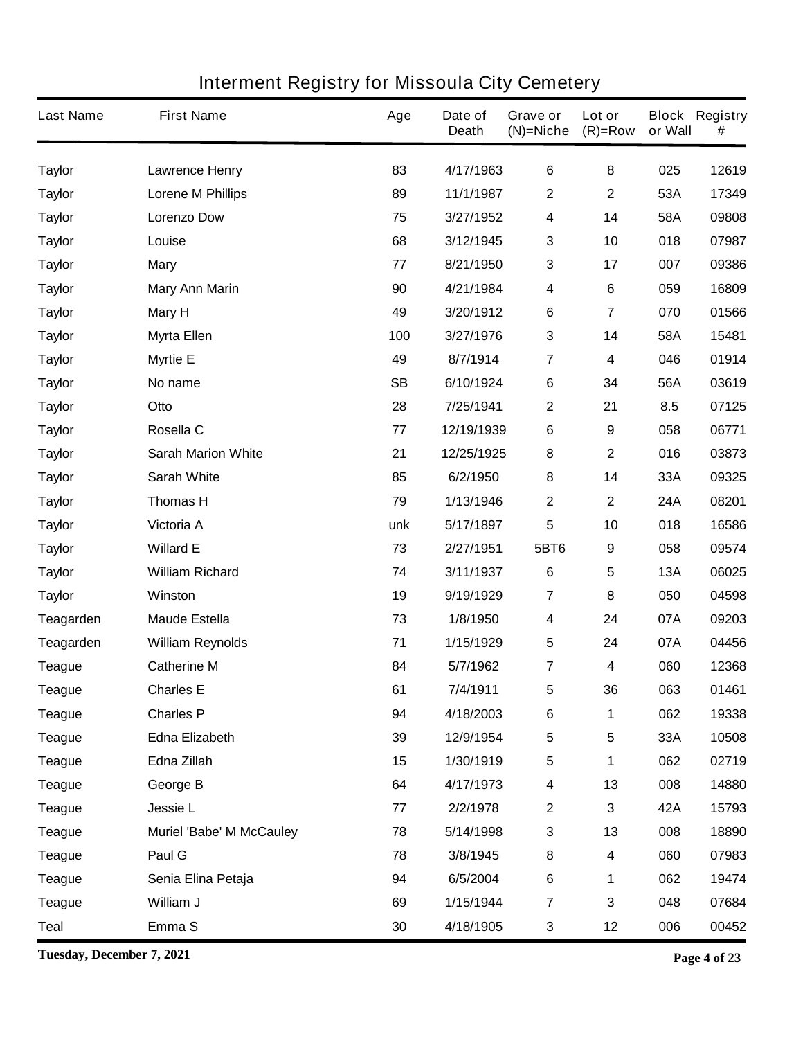# Interment Registry for Missoula City Cemetery

| Last Name | First Name | Age | Date of Death | Grave or (N)=Niche | Lot or (R)=Row | Block or Wall | Registry # |
|---|---|---|---|---|---|---|---|
| Taylor | Lawrence Henry | 83 | 4/17/1963 | 6 | 8 | 025 | 12619 |
| Taylor | Lorene M Phillips | 89 | 11/1/1987 | 2 | 2 | 53A | 17349 |
| Taylor | Lorenzo Dow | 75 | 3/27/1952 | 4 | 14 | 58A | 09808 |
| Taylor | Louise | 68 | 3/12/1945 | 3 | 10 | 018 | 07987 |
| Taylor | Mary | 77 | 8/21/1950 | 3 | 17 | 007 | 09386 |
| Taylor | Mary Ann Marin | 90 | 4/21/1984 | 4 | 6 | 059 | 16809 |
| Taylor | Mary H | 49 | 3/20/1912 | 6 | 7 | 070 | 01566 |
| Taylor | Myrta Ellen | 100 | 3/27/1976 | 3 | 14 | 58A | 15481 |
| Taylor | Myrtie E | 49 | 8/7/1914 | 7 | 4 | 046 | 01914 |
| Taylor | No name | SB | 6/10/1924 | 6 | 34 | 56A | 03619 |
| Taylor | Otto | 28 | 7/25/1941 | 2 | 21 | 8.5 | 07125 |
| Taylor | Rosella C | 77 | 12/19/1939 | 6 | 9 | 058 | 06771 |
| Taylor | Sarah Marion White | 21 | 12/25/1925 | 8 | 2 | 016 | 03873 |
| Taylor | Sarah White | 85 | 6/2/1950 | 8 | 14 | 33A | 09325 |
| Taylor | Thomas H | 79 | 1/13/1946 | 2 | 2 | 24A | 08201 |
| Taylor | Victoria A | unk | 5/17/1897 | 5 | 10 | 018 | 16586 |
| Taylor | Willard E | 73 | 2/27/1951 | 5BT6 | 9 | 058 | 09574 |
| Taylor | William Richard | 74 | 3/11/1937 | 6 | 5 | 13A | 06025 |
| Taylor | Winston | 19 | 9/19/1929 | 7 | 8 | 050 | 04598 |
| Teagarden | Maude Estella | 73 | 1/8/1950 | 4 | 24 | 07A | 09203 |
| Teagarden | William Reynolds | 71 | 1/15/1929 | 5 | 24 | 07A | 04456 |
| Teague | Catherine M | 84 | 5/7/1962 | 7 | 4 | 060 | 12368 |
| Teague | Charles E | 61 | 7/4/1911 | 5 | 36 | 063 | 01461 |
| Teague | Charles P | 94 | 4/18/2003 | 6 | 1 | 062 | 19338 |
| Teague | Edna Elizabeth | 39 | 12/9/1954 | 5 | 5 | 33A | 10508 |
| Teague | Edna Zillah | 15 | 1/30/1919 | 5 | 1 | 062 | 02719 |
| Teague | George B | 64 | 4/17/1973 | 4 | 13 | 008 | 14880 |
| Teague | Jessie L | 77 | 2/2/1978 | 2 | 3 | 42A | 15793 |
| Teague | Muriel 'Babe' M McCauley | 78 | 5/14/1998 | 3 | 13 | 008 | 18890 |
| Teague | Paul G | 78 | 3/8/1945 | 8 | 4 | 060 | 07983 |
| Teague | Senia Elina Petaja | 94 | 6/5/2004 | 6 | 1 | 062 | 19474 |
| Teague | William J | 69 | 1/15/1944 | 7 | 3 | 048 | 07684 |
| Teal | Emma S | 30 | 4/18/1905 | 3 | 12 | 006 | 00452 |

**Tuesday, December 7, 2021**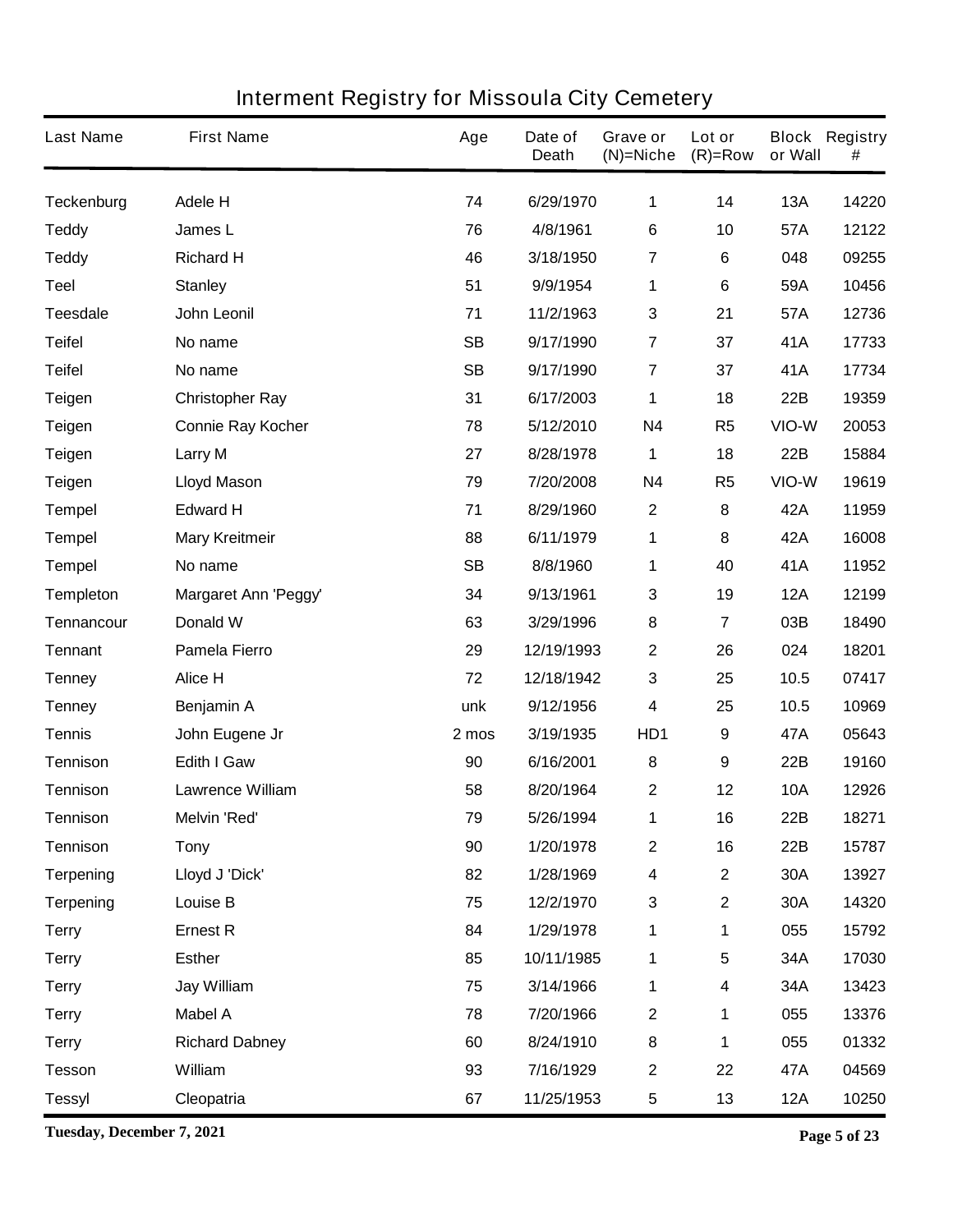# Interment Registry for Missoula City Cemetery

| Last Name | First Name | Age | Date of Death | Grave or (N)=Niche | Lot or (R)=Row | Block or Wall | Registry # |
|---|---|---|---|---|---|---|---|
| Teckenburg | Adele H | 74 | 6/29/1970 | 1 | 14 | 13A | 14220 |
| Teddy | James L | 76 | 4/8/1961 | 6 | 10 | 57A | 12122 |
| Teddy | Richard H | 46 | 3/18/1950 | 7 | 6 | 048 | 09255 |
| Teel | Stanley | 51 | 9/9/1954 | 1 | 6 | 59A | 10456 |
| Teesdale | John Leonil | 71 | 11/2/1963 | 3 | 21 | 57A | 12736 |
| Teifel | No name | SB | 9/17/1990 | 7 | 37 | 41A | 17733 |
| Teifel | No name | SB | 9/17/1990 | 7 | 37 | 41A | 17734 |
| Teigen | Christopher Ray | 31 | 6/17/2003 | 1 | 18 | 22B | 19359 |
| Teigen | Connie Ray Kocher | 78 | 5/12/2010 | N4 | R5 | VIO-W | 20053 |
| Teigen | Larry M | 27 | 8/28/1978 | 1 | 18 | 22B | 15884 |
| Teigen | Lloyd Mason | 79 | 7/20/2008 | N4 | R5 | VIO-W | 19619 |
| Tempel | Edward H | 71 | 8/29/1960 | 2 | 8 | 42A | 11959 |
| Tempel | Mary Kreitmeir | 88 | 6/11/1979 | 1 | 8 | 42A | 16008 |
| Tempel | No name | SB | 8/8/1960 | 1 | 40 | 41A | 11952 |
| Templeton | Margaret Ann 'Peggy' | 34 | 9/13/1961 | 3 | 19 | 12A | 12199 |
| Tennancour | Donald W | 63 | 3/29/1996 | 8 | 7 | 03B | 18490 |
| Tennant | Pamela Fierro | 29 | 12/19/1993 | 2 | 26 | 024 | 18201 |
| Tenney | Alice H | 72 | 12/18/1942 | 3 | 25 | 10.5 | 07417 |
| Tenney | Benjamin A | unk | 9/12/1956 | 4 | 25 | 10.5 | 10969 |
| Tennis | John Eugene Jr | 2 mos | 3/19/1935 | HD1 | 9 | 47A | 05643 |
| Tennison | Edith I Gaw | 90 | 6/16/2001 | 8 | 9 | 22B | 19160 |
| Tennison | Lawrence William | 58 | 8/20/1964 | 2 | 12 | 10A | 12926 |
| Tennison | Melvin 'Red' | 79 | 5/26/1994 | 1 | 16 | 22B | 18271 |
| Tennison | Tony | 90 | 1/20/1978 | 2 | 16 | 22B | 15787 |
| Terpening | Lloyd J 'Dick' | 82 | 1/28/1969 | 4 | 2 | 30A | 13927 |
| Terpening | Louise B | 75 | 12/2/1970 | 3 | 2 | 30A | 14320 |
| Terry | Ernest R | 84 | 1/29/1978 | 1 | 1 | 055 | 15792 |
| Terry | Esther | 85 | 10/11/1985 | 1 | 5 | 34A | 17030 |
| Terry | Jay William | 75 | 3/14/1966 | 1 | 4 | 34A | 13423 |
| Terry | Mabel A | 78 | 7/20/1966 | 2 | 1 | 055 | 13376 |
| Terry | Richard Dabney | 60 | 8/24/1910 | 8 | 1 | 055 | 01332 |
| Tesson | William | 93 | 7/16/1929 | 2 | 22 | 47A | 04569 |
| Tessyl | Cleopatria | 67 | 11/25/1953 | 5 | 13 | 12A | 10250 |

**Tuesday, December 7, 2021**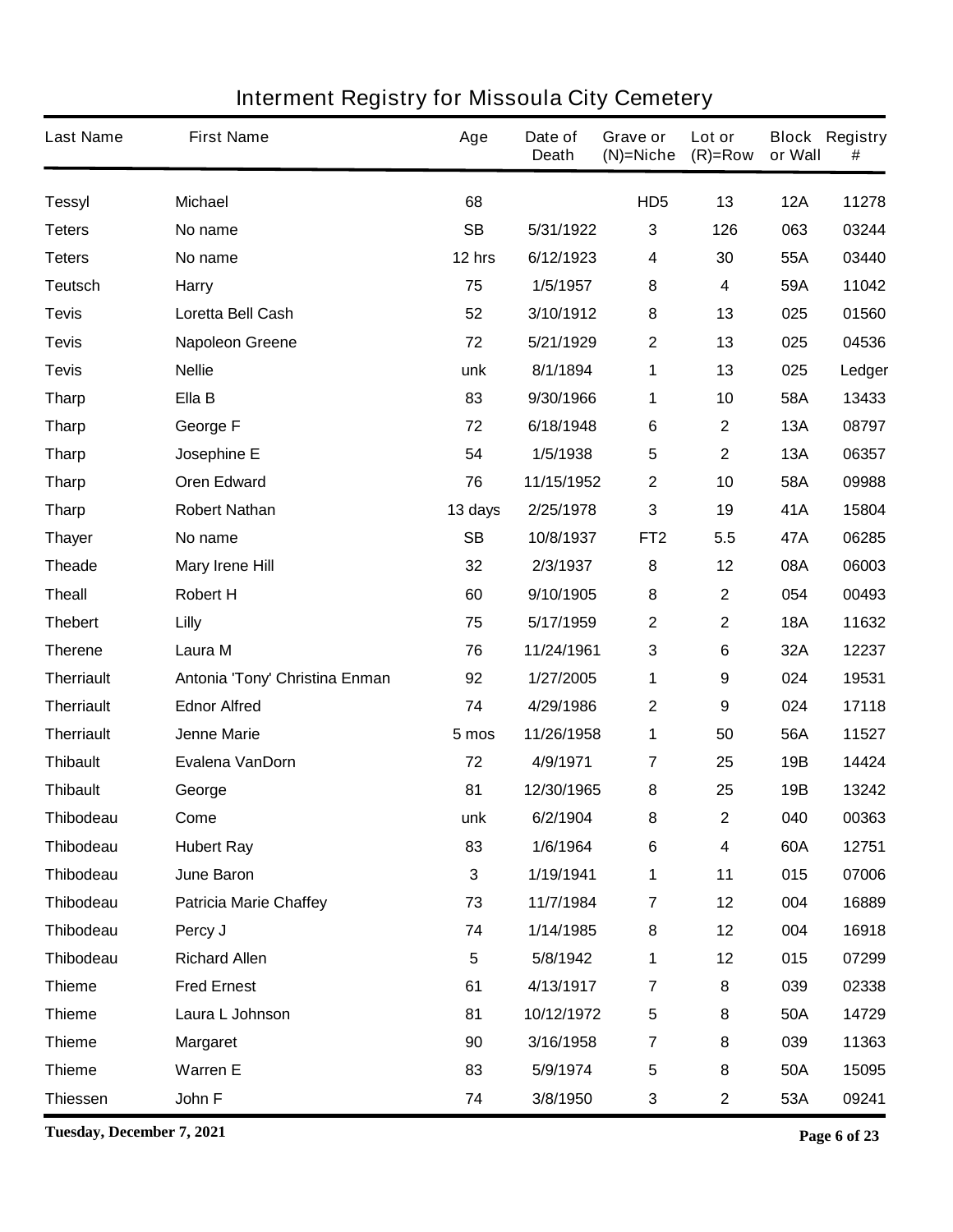# Interment Registry for Missoula City Cemetery

| Last Name | First Name | Age | Date of Death | Grave or (N)=Niche | Lot or (R)=Row | Block or Wall | Registry # |
|---|---|---|---|---|---|---|---|
| Tessyl | Michael | 68 | | HD5 | 13 | 12A | 11278 |
| Teters | No name | SB | 5/31/1922 | 3 | 126 | 063 | 03244 |
| Teters | No name | 12 hrs | 6/12/1923 | 4 | 30 | 55A | 03440 |
| Teutsch | Harry | 75 | 1/5/1957 | 8 | 4 | 59A | 11042 |
| Tevis | Loretta Bell Cash | 52 | 3/10/1912 | 8 | 13 | 025 | 01560 |
| Tevis | Napoleon Greene | 72 | 5/21/1929 | 2 | 13 | 025 | 04536 |
| Tevis | Nellie | unk | 8/1/1894 | 1 | 13 | 025 | Ledger |
| Tharp | Ella B | 83 | 9/30/1966 | 1 | 10 | 58A | 13433 |
| Tharp | George F | 72 | 6/18/1948 | 6 | 2 | 13A | 08797 |
| Tharp | Josephine E | 54 | 1/5/1938 | 5 | 2 | 13A | 06357 |
| Tharp | Oren Edward | 76 | 11/15/1952 | 2 | 10 | 58A | 09988 |
| Tharp | Robert Nathan | 13 days | 2/25/1978 | 3 | 19 | 41A | 15804 |
| Thayer | No name | SB | 10/8/1937 | FT2 | 5.5 | 47A | 06285 |
| Theade | Mary Irene Hill | 32 | 2/3/1937 | 8 | 12 | 08A | 06003 |
| Theall | Robert H | 60 | 9/10/1905 | 8 | 2 | 054 | 00493 |
| Thebert | Lilly | 75 | 5/17/1959 | 2 | 2 | 18A | 11632 |
| Therene | Laura M | 76 | 11/24/1961 | 3 | 6 | 32A | 12237 |
| Therriault | Antonia 'Tony' Christina Enman | 92 | 1/27/2005 | 1 | 9 | 024 | 19531 |
| Therriault | Ednor Alfred | 74 | 4/29/1986 | 2 | 9 | 024 | 17118 |
| Therriault | Jenne Marie | 5 mos | 11/26/1958 | 1 | 50 | 56A | 11527 |
| Thibault | Evalena VanDorn | 72 | 4/9/1971 | 7 | 25 | 19B | 14424 |
| Thibault | George | 81 | 12/30/1965 | 8 | 25 | 19B | 13242 |
| Thibodeau | Come | unk | 6/2/1904 | 8 | 2 | 040 | 00363 |
| Thibodeau | Hubert Ray | 83 | 1/6/1964 | 6 | 4 | 60A | 12751 |
| Thibodeau | June Baron | 3 | 1/19/1941 | 1 | 11 | 015 | 07006 |
| Thibodeau | Patricia Marie Chaffey | 73 | 11/7/1984 | 7 | 12 | 004 | 16889 |
| Thibodeau | Percy J | 74 | 1/14/1985 | 8 | 12 | 004 | 16918 |
| Thibodeau | Richard Allen | 5 | 5/8/1942 | 1 | 12 | 015 | 07299 |
| Thieme | Fred Ernest | 61 | 4/13/1917 | 7 | 8 | 039 | 02338 |
| Thieme | Laura L Johnson | 81 | 10/12/1972 | 5 | 8 | 50A | 14729 |
| Thieme | Margaret | 90 | 3/16/1958 | 7 | 8 | 039 | 11363 |
| Thieme | Warren E | 83 | 5/9/1974 | 5 | 8 | 50A | 15095 |
| Thiessen | John F | 74 | 3/8/1950 | 3 | 2 | 53A | 09241 |

Tuesday, December 7, 2021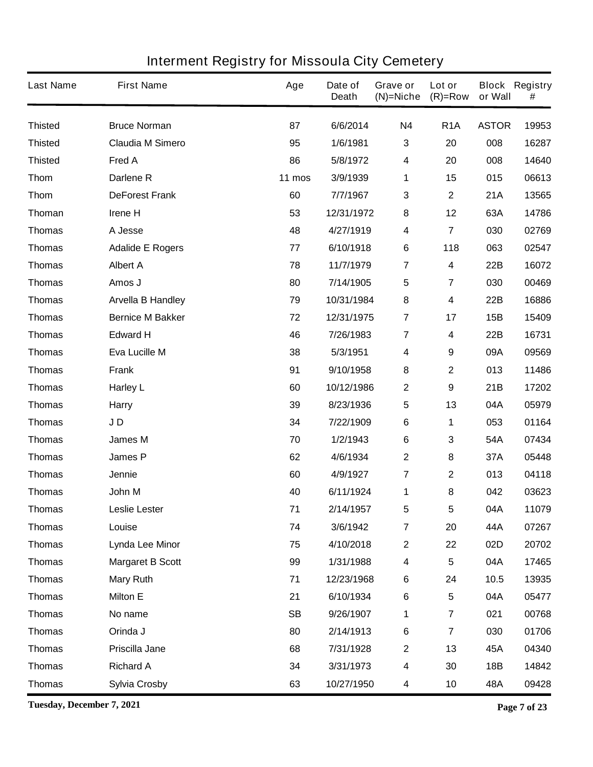# Interment Registry for Missoula City Cemetery

| Last Name | First Name | Age | Date of Death | Grave or (N)=Niche | Lot or (R)=Row | Block or Wall | Registry # |
|---|---|---|---|---|---|---|---|
| Thisted | Bruce Norman | 87 | 6/6/2014 | N4 | R1A | ASTOR | 19953 |
| Thisted | Claudia M Simero | 95 | 1/6/1981 | 3 | 20 | 008 | 16287 |
| Thisted | Fred A | 86 | 5/8/1972 | 4 | 20 | 008 | 14640 |
| Thom | Darlene R | 11 mos | 3/9/1939 | 1 | 15 | 015 | 06613 |
| Thom | DeForest Frank | 60 | 7/7/1967 | 3 | 2 | 21A | 13565 |
| Thoman | Irene H | 53 | 12/31/1972 | 8 | 12 | 63A | 14786 |
| Thomas | A Jesse | 48 | 4/27/1919 | 4 | 7 | 030 | 02769 |
| Thomas | Adalide E Rogers | 77 | 6/10/1918 | 6 | 118 | 063 | 02547 |
| Thomas | Albert A | 78 | 11/7/1979 | 7 | 4 | 22B | 16072 |
| Thomas | Amos J | 80 | 7/14/1905 | 5 | 7 | 030 | 00469 |
| Thomas | Arvella B Handley | 79 | 10/31/1984 | 8 | 4 | 22B | 16886 |
| Thomas | Bernice M Bakker | 72 | 12/31/1975 | 7 | 17 | 15B | 15409 |
| Thomas | Edward H | 46 | 7/26/1983 | 7 | 4 | 22B | 16731 |
| Thomas | Eva Lucille M | 38 | 5/3/1951 | 4 | 9 | 09A | 09569 |
| Thomas | Frank | 91 | 9/10/1958 | 8 | 2 | 013 | 11486 |
| Thomas | Harley L | 60 | 10/12/1986 | 2 | 9 | 21B | 17202 |
| Thomas | Harry | 39 | 8/23/1936 | 5 | 13 | 04A | 05979 |
| Thomas | J D | 34 | 7/22/1909 | 6 | 1 | 053 | 01164 |
| Thomas | James M | 70 | 1/2/1943 | 6 | 3 | 54A | 07434 |
| Thomas | James P | 62 | 4/6/1934 | 2 | 8 | 37A | 05448 |
| Thomas | Jennie | 60 | 4/9/1927 | 7 | 2 | 013 | 04118 |
| Thomas | John M | 40 | 6/11/1924 | 1 | 8 | 042 | 03623 |
| Thomas | Leslie Lester | 71 | 2/14/1957 | 5 | 5 | 04A | 11079 |
| Thomas | Louise | 74 | 3/6/1942 | 7 | 20 | 44A | 07267 |
| Thomas | Lynda Lee Minor | 75 | 4/10/2018 | 2 | 22 | 02D | 20702 |
| Thomas | Margaret B Scott | 99 | 1/31/1988 | 4 | 5 | 04A | 17465 |
| Thomas | Mary Ruth | 71 | 12/23/1968 | 6 | 24 | 10.5 | 13935 |
| Thomas | Milton E | 21 | 6/10/1934 | 6 | 5 | 04A | 05477 |
| Thomas | No name | SB | 9/26/1907 | 1 | 7 | 021 | 00768 |
| Thomas | Orinda J | 80 | 2/14/1913 | 6 | 7 | 030 | 01706 |
| Thomas | Priscilla Jane | 68 | 7/31/1928 | 2 | 13 | 45A | 04340 |
| Thomas | Richard A | 34 | 3/31/1973 | 4 | 30 | 18B | 14842 |
| Thomas | Sylvia Crosby | 63 | 10/27/1950 | 4 | 10 | 48A | 09428 |

Tuesday, December 7, 2021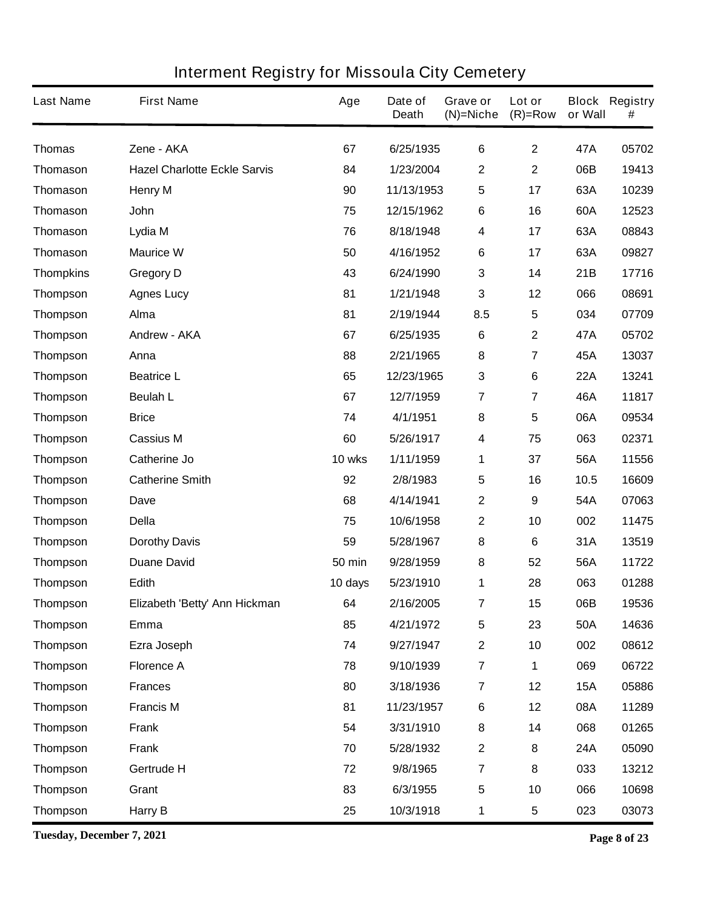# Interment Registry for Missoula City Cemetery

| Last Name | First Name | Age | Date of Death | Grave or (N)=Niche | Lot or (R)=Row | Block or Wall | Registry # |
|---|---|---|---|---|---|---|---|
| Thomas | Zene - AKA | 67 | 6/25/1935 | 6 | 2 | 47A | 05702 |
| Thomason | Hazel Charlotte Eckle Sarvis | 84 | 1/23/2004 | 2 | 2 | 06B | 19413 |
| Thomason | Henry M | 90 | 11/13/1953 | 5 | 17 | 63A | 10239 |
| Thomason | John | 75 | 12/15/1962 | 6 | 16 | 60A | 12523 |
| Thomason | Lydia M | 76 | 8/18/1948 | 4 | 17 | 63A | 08843 |
| Thomason | Maurice W | 50 | 4/16/1952 | 6 | 17 | 63A | 09827 |
| Thompkins | Gregory D | 43 | 6/24/1990 | 3 | 14 | 21B | 17716 |
| Thompson | Agnes Lucy | 81 | 1/21/1948 | 3 | 12 | 066 | 08691 |
| Thompson | Alma | 81 | 2/19/1944 | 8.5 | 5 | 034 | 07709 |
| Thompson | Andrew - AKA | 67 | 6/25/1935 | 6 | 2 | 47A | 05702 |
| Thompson | Anna | 88 | 2/21/1965 | 8 | 7 | 45A | 13037 |
| Thompson | Beatrice L | 65 | 12/23/1965 | 3 | 6 | 22A | 13241 |
| Thompson | Beulah L | 67 | 12/7/1959 | 7 | 7 | 46A | 11817 |
| Thompson | Brice | 74 | 4/1/1951 | 8 | 5 | 06A | 09534 |
| Thompson | Cassius M | 60 | 5/26/1917 | 4 | 75 | 063 | 02371 |
| Thompson | Catherine Jo | 10 wks | 1/11/1959 | 1 | 37 | 56A | 11556 |
| Thompson | Catherine Smith | 92 | 2/8/1983 | 5 | 16 | 10.5 | 16609 |
| Thompson | Dave | 68 | 4/14/1941 | 2 | 9 | 54A | 07063 |
| Thompson | Della | 75 | 10/6/1958 | 2 | 10 | 002 | 11475 |
| Thompson | Dorothy Davis | 59 | 5/28/1967 | 8 | 6 | 31A | 13519 |
| Thompson | Duane David | 50 min | 9/28/1959 | 8 | 52 | 56A | 11722 |
| Thompson | Edith | 10 days | 5/23/1910 | 1 | 28 | 063 | 01288 |
| Thompson | Elizabeth 'Betty' Ann Hickman | 64 | 2/16/2005 | 7 | 15 | 06B | 19536 |
| Thompson | Emma | 85 | 4/21/1972 | 5 | 23 | 50A | 14636 |
| Thompson | Ezra Joseph | 74 | 9/27/1947 | 2 | 10 | 002 | 08612 |
| Thompson | Florence A | 78 | 9/10/1939 | 7 | 1 | 069 | 06722 |
| Thompson | Frances | 80 | 3/18/1936 | 7 | 12 | 15A | 05886 |
| Thompson | Francis M | 81 | 11/23/1957 | 6 | 12 | 08A | 11289 |
| Thompson | Frank | 54 | 3/31/1910 | 8 | 14 | 068 | 01265 |
| Thompson | Frank | 70 | 5/28/1932 | 2 | 8 | 24A | 05090 |
| Thompson | Gertrude H | 72 | 9/8/1965 | 7 | 8 | 033 | 13212 |
| Thompson | Grant | 83 | 6/3/1955 | 5 | 10 | 066 | 10698 |
| Thompson | Harry B | 25 | 10/3/1918 | 1 | 5 | 023 | 03073 |

**Tuesday, December 7, 2021**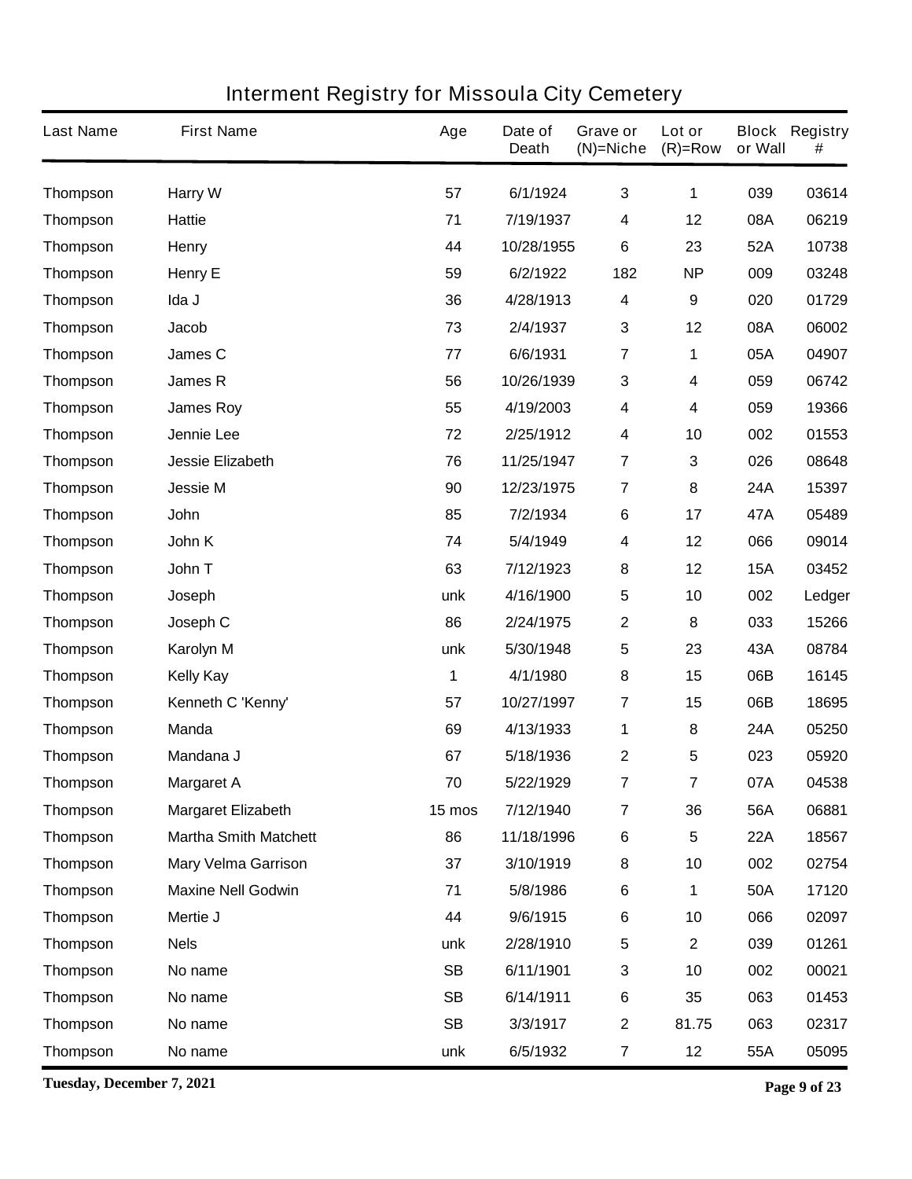# Interment Registry for Missoula City Cemetery

| Last Name | First Name | Age | Date of Death | Grave or (N)=Niche | Lot or (R)=Row | Block or Wall | Registry # |
|---|---|---|---|---|---|---|---|
| Thompson | Harry W | 57 | 6/1/1924 | 3 | 1 | 039 | 03614 |
| Thompson | Hattie | 71 | 7/19/1937 | 4 | 12 | 08A | 06219 |
| Thompson | Henry | 44 | 10/28/1955 | 6 | 23 | 52A | 10738 |
| Thompson | Henry E | 59 | 6/2/1922 | 182 | NP | 009 | 03248 |
| Thompson | Ida J | 36 | 4/28/1913 | 4 | 9 | 020 | 01729 |
| Thompson | Jacob | 73 | 2/4/1937 | 3 | 12 | 08A | 06002 |
| Thompson | James C | 77 | 6/6/1931 | 7 | 1 | 05A | 04907 |
| Thompson | James R | 56 | 10/26/1939 | 3 | 4 | 059 | 06742 |
| Thompson | James Roy | 55 | 4/19/2003 | 4 | 4 | 059 | 19366 |
| Thompson | Jennie Lee | 72 | 2/25/1912 | 4 | 10 | 002 | 01553 |
| Thompson | Jessie Elizabeth | 76 | 11/25/1947 | 7 | 3 | 026 | 08648 |
| Thompson | Jessie M | 90 | 12/23/1975 | 7 | 8 | 24A | 15397 |
| Thompson | John | 85 | 7/2/1934 | 6 | 17 | 47A | 05489 |
| Thompson | John K | 74 | 5/4/1949 | 4 | 12 | 066 | 09014 |
| Thompson | John T | 63 | 7/12/1923 | 8 | 12 | 15A | 03452 |
| Thompson | Joseph | unk | 4/16/1900 | 5 | 10 | 002 | Ledger |
| Thompson | Joseph C | 86 | 2/24/1975 | 2 | 8 | 033 | 15266 |
| Thompson | Karolyn M | unk | 5/30/1948 | 5 | 23 | 43A | 08784 |
| Thompson | Kelly Kay | 1 | 4/1/1980 | 8 | 15 | 06B | 16145 |
| Thompson | Kenneth C 'Kenny' | 57 | 10/27/1997 | 7 | 15 | 06B | 18695 |
| Thompson | Manda | 69 | 4/13/1933 | 1 | 8 | 24A | 05250 |
| Thompson | Mandana J | 67 | 5/18/1936 | 2 | 5 | 023 | 05920 |
| Thompson | Margaret A | 70 | 5/22/1929 | 7 | 7 | 07A | 04538 |
| Thompson | Margaret Elizabeth | 15 mos | 7/12/1940 | 7 | 36 | 56A | 06881 |
| Thompson | Martha Smith Matchett | 86 | 11/18/1996 | 6 | 5 | 22A | 18567 |
| Thompson | Mary Velma Garrison | 37 | 3/10/1919 | 8 | 10 | 002 | 02754 |
| Thompson | Maxine Nell Godwin | 71 | 5/8/1986 | 6 | 1 | 50A | 17120 |
| Thompson | Mertie J | 44 | 9/6/1915 | 6 | 10 | 066 | 02097 |
| Thompson | Nels | unk | 2/28/1910 | 5 | 2 | 039 | 01261 |
| Thompson | No name | SB | 6/11/1901 | 3 | 10 | 002 | 00021 |
| Thompson | No name | SB | 6/14/1911 | 6 | 35 | 063 | 01453 |
| Thompson | No name | SB | 3/3/1917 | 2 | 81.75 | 063 | 02317 |
| Thompson | No name | unk | 6/5/1932 | 7 | 12 | 55A | 05095 |

**Tuesday, December 7, 2021**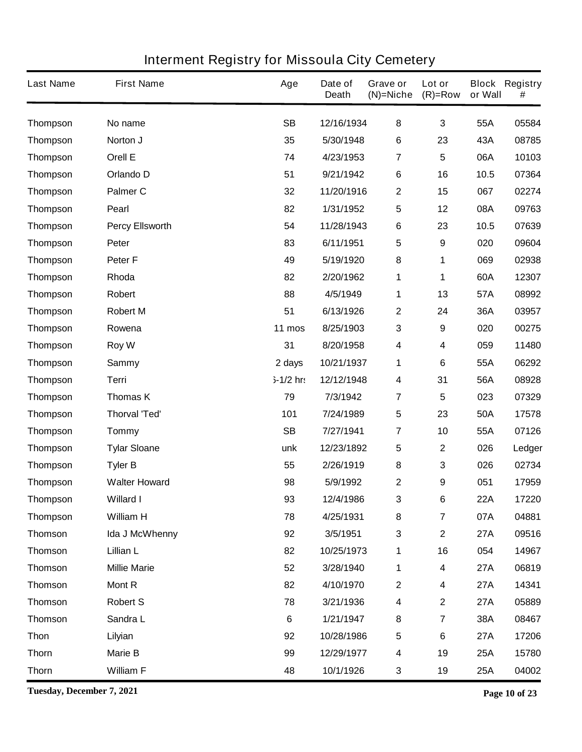# Interment Registry for Missoula City Cemetery

| Last Name | First Name | Age | Date of Death | Grave or (N)=Niche | Lot or (R)=Row | Block or Wall | Registry # |
|---|---|---|---|---|---|---|---|
| Thompson | No name | SB | 12/16/1934 | 8 | 3 | 55A | 05584 |
| Thompson | Norton J | 35 | 5/30/1948 | 6 | 23 | 43A | 08785 |
| Thompson | Orell E | 74 | 4/23/1953 | 7 | 5 | 06A | 10103 |
| Thompson | Orlando D | 51 | 9/21/1942 | 6 | 16 | 10.5 | 07364 |
| Thompson | Palmer C | 32 | 11/20/1916 | 2 | 15 | 067 | 02274 |
| Thompson | Pearl | 82 | 1/31/1952 | 5 | 12 | 08A | 09763 |
| Thompson | Percy Ellsworth | 54 | 11/28/1943 | 6 | 23 | 10.5 | 07639 |
| Thompson | Peter | 83 | 6/11/1951 | 5 | 9 | 020 | 09604 |
| Thompson | Peter F | 49 | 5/19/1920 | 8 | 1 | 069 | 02938 |
| Thompson | Rhoda | 82 | 2/20/1962 | 1 | 1 | 60A | 12307 |
| Thompson | Robert | 88 | 4/5/1949 | 1 | 13 | 57A | 08992 |
| Thompson | Robert M | 51 | 6/13/1926 | 2 | 24 | 36A | 03957 |
| Thompson | Rowena | 11 mos | 8/25/1903 | 3 | 9 | 020 | 00275 |
| Thompson | Roy W | 31 | 8/20/1958 | 4 | 4 | 059 | 11480 |
| Thompson | Sammy | 2 days | 10/21/1937 | 1 | 6 | 55A | 06292 |
| Thompson | Terri | 5-1/2 hrs | 12/12/1948 | 4 | 31 | 56A | 08928 |
| Thompson | Thomas K | 79 | 7/3/1942 | 7 | 5 | 023 | 07329 |
| Thompson | Thorval 'Ted' | 101 | 7/24/1989 | 5 | 23 | 50A | 17578 |
| Thompson | Tommy | SB | 7/27/1941 | 7 | 10 | 55A | 07126 |
| Thompson | Tylar Sloane | unk | 12/23/1892 | 5 | 2 | 026 | Ledger |
| Thompson | Tyler B | 55 | 2/26/1919 | 8 | 3 | 026 | 02734 |
| Thompson | Walter Howard | 98 | 5/9/1992 | 2 | 9 | 051 | 17959 |
| Thompson | Willard I | 93 | 12/4/1986 | 3 | 6 | 22A | 17220 |
| Thompson | William H | 78 | 4/25/1931 | 8 | 7 | 07A | 04881 |
| Thomson | Ida J McWhenny | 92 | 3/5/1951 | 3 | 2 | 27A | 09516 |
| Thomson | Lillian L | 82 | 10/25/1973 | 1 | 16 | 054 | 14967 |
| Thomson | Millie Marie | 52 | 3/28/1940 | 1 | 4 | 27A | 06819 |
| Thomson | Mont R | 82 | 4/10/1970 | 2 | 4 | 27A | 14341 |
| Thomson | Robert S | 78 | 3/21/1936 | 4 | 2 | 27A | 05889 |
| Thomson | Sandra L | 6 | 1/21/1947 | 8 | 7 | 38A | 08467 |
| Thon | Lilyian | 92 | 10/28/1986 | 5 | 6 | 27A | 17206 |
| Thorn | Marie B | 99 | 12/29/1977 | 4 | 19 | 25A | 15780 |
| Thorn | William F | 48 | 10/1/1926 | 3 | 19 | 25A | 04002 |

**Tuesday, December 7, 2021**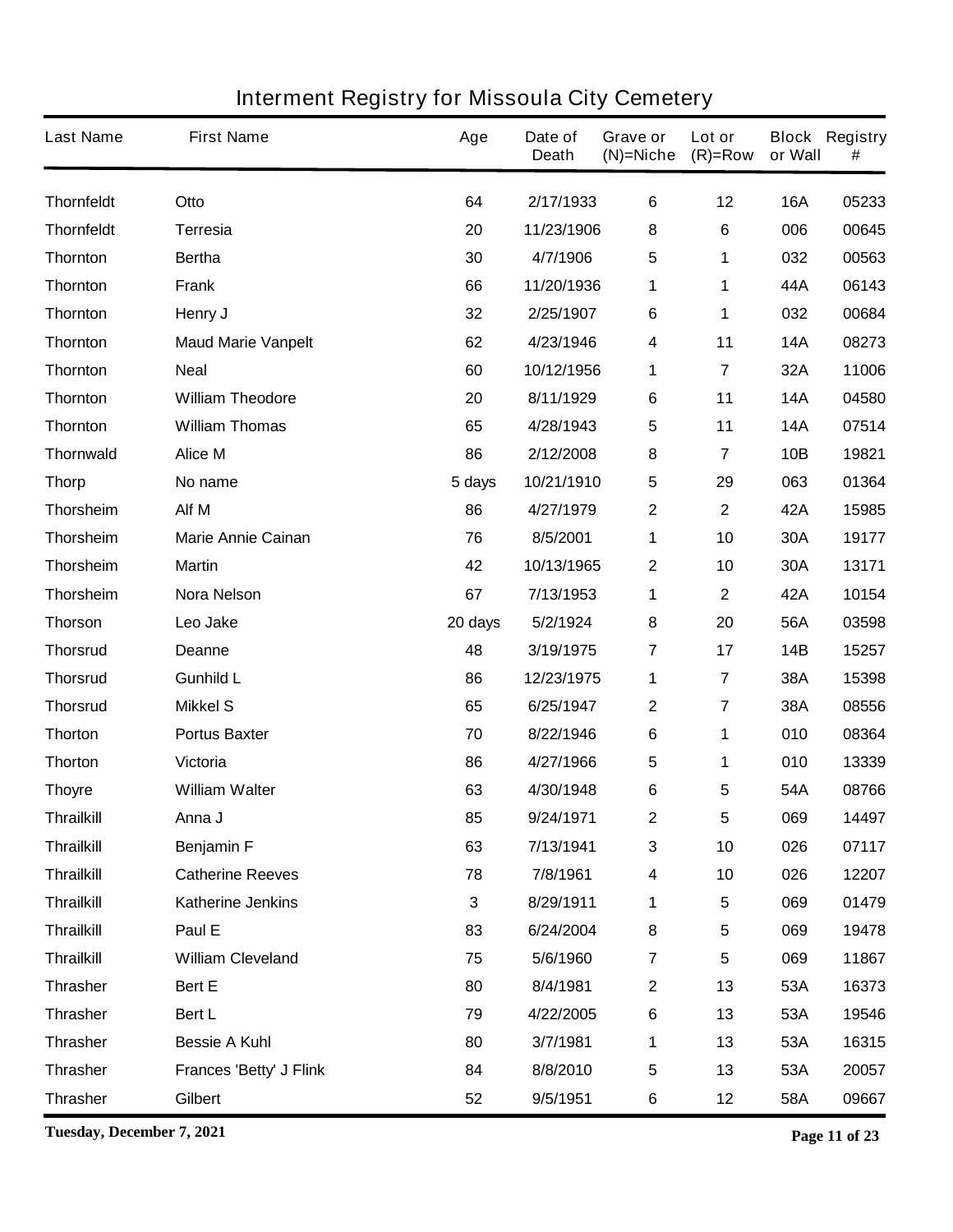# Interment Registry for Missoula City Cemetery

| Last Name | First Name | Age | Date of Death | Grave or (N)=Niche | Lot or (R)=Row | Block or Wall | Registry # |
|---|---|---|---|---|---|---|---|
| Thornfeldt | Otto | 64 | 2/17/1933 | 6 | 12 | 16A | 05233 |
| Thornfeldt | Terresia | 20 | 11/23/1906 | 8 | 6 | 006 | 00645 |
| Thornton | Bertha | 30 | 4/7/1906 | 5 | 1 | 032 | 00563 |
| Thornton | Frank | 66 | 11/20/1936 | 1 | 1 | 44A | 06143 |
| Thornton | Henry J | 32 | 2/25/1907 | 6 | 1 | 032 | 00684 |
| Thornton | Maud Marie Vanpelt | 62 | 4/23/1946 | 4 | 11 | 14A | 08273 |
| Thornton | Neal | 60 | 10/12/1956 | 1 | 7 | 32A | 11006 |
| Thornton | William Theodore | 20 | 8/11/1929 | 6 | 11 | 14A | 04580 |
| Thornton | William Thomas | 65 | 4/28/1943 | 5 | 11 | 14A | 07514 |
| Thornwald | Alice M | 86 | 2/12/2008 | 8 | 7 | 10B | 19821 |
| Thorp | No name | 5 days | 10/21/1910 | 5 | 29 | 063 | 01364 |
| Thorsheim | Alf M | 86 | 4/27/1979 | 2 | 2 | 42A | 15985 |
| Thorsheim | Marie Annie Cainan | 76 | 8/5/2001 | 1 | 10 | 30A | 19177 |
| Thorsheim | Martin | 42 | 10/13/1965 | 2 | 10 | 30A | 13171 |
| Thorsheim | Nora Nelson | 67 | 7/13/1953 | 1 | 2 | 42A | 10154 |
| Thorson | Leo Jake | 20 days | 5/2/1924 | 8 | 20 | 56A | 03598 |
| Thorsrud | Deanne | 48 | 3/19/1975 | 7 | 17 | 14B | 15257 |
| Thorsrud | Gunhild L | 86 | 12/23/1975 | 1 | 7 | 38A | 15398 |
| Thorsrud | Mikkel S | 65 | 6/25/1947 | 2 | 7 | 38A | 08556 |
| Thorton | Portus Baxter | 70 | 8/22/1946 | 6 | 1 | 010 | 08364 |
| Thorton | Victoria | 86 | 4/27/1966 | 5 | 1 | 010 | 13339 |
| Thoyre | William Walter | 63 | 4/30/1948 | 6 | 5 | 54A | 08766 |
| Thrailkill | Anna J | 85 | 9/24/1971 | 2 | 5 | 069 | 14497 |
| Thrailkill | Benjamin F | 63 | 7/13/1941 | 3 | 10 | 026 | 07117 |
| Thrailkill | Catherine Reeves | 78 | 7/8/1961 | 4 | 10 | 026 | 12207 |
| Thrailkill | Katherine Jenkins | 3 | 8/29/1911 | 1 | 5 | 069 | 01479 |
| Thrailkill | Paul E | 83 | 6/24/2004 | 8 | 5 | 069 | 19478 |
| Thrailkill | William Cleveland | 75 | 5/6/1960 | 7 | 5 | 069 | 11867 |
| Thrasher | Bert E | 80 | 8/4/1981 | 2 | 13 | 53A | 16373 |
| Thrasher | Bert L | 79 | 4/22/2005 | 6 | 13 | 53A | 19546 |
| Thrasher | Bessie A Kuhl | 80 | 3/7/1981 | 1 | 13 | 53A | 16315 |
| Thrasher | Frances 'Betty' J Flink | 84 | 8/8/2010 | 5 | 13 | 53A | 20057 |
| Thrasher | Gilbert | 52 | 9/5/1951 | 6 | 12 | 58A | 09667 |

**Tuesday, December 7, 2021**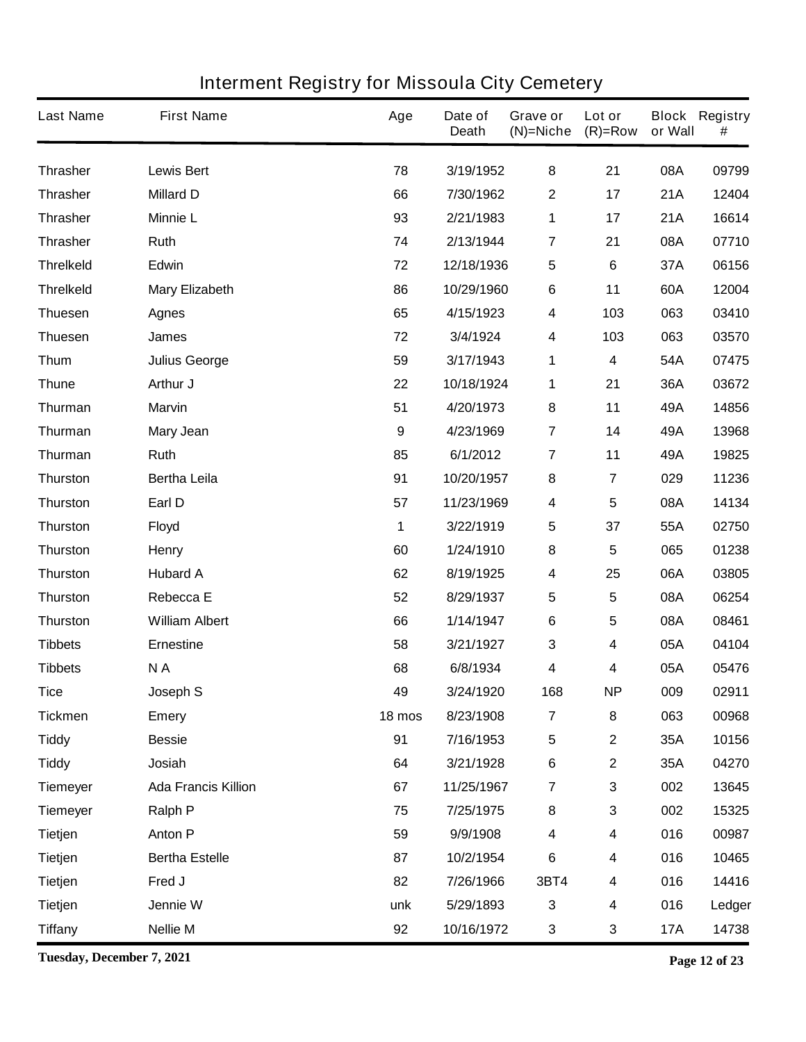# Interment Registry for Missoula City Cemetery

| Last Name | First Name | Age | Date of Death | Grave or (N)=Niche | Lot or (R)=Row | Block or Wall | Registry # |
|---|---|---|---|---|---|---|---|
| Thrasher | Lewis Bert | 78 | 3/19/1952 | 8 | 21 | 08A | 09799 |
| Thrasher | Millard D | 66 | 7/30/1962 | 2 | 17 | 21A | 12404 |
| Thrasher | Minnie L | 93 | 2/21/1983 | 1 | 17 | 21A | 16614 |
| Thrasher | Ruth | 74 | 2/13/1944 | 7 | 21 | 08A | 07710 |
| Threlkeld | Edwin | 72 | 12/18/1936 | 5 | 6 | 37A | 06156 |
| Threlkeld | Mary Elizabeth | 86 | 10/29/1960 | 6 | 11 | 60A | 12004 |
| Thuesen | Agnes | 65 | 4/15/1923 | 4 | 103 | 063 | 03410 |
| Thuesen | James | 72 | 3/4/1924 | 4 | 103 | 063 | 03570 |
| Thum | Julius George | 59 | 3/17/1943 | 1 | 4 | 54A | 07475 |
| Thune | Arthur J | 22 | 10/18/1924 | 1 | 21 | 36A | 03672 |
| Thurman | Marvin | 51 | 4/20/1973 | 8 | 11 | 49A | 14856 |
| Thurman | Mary Jean | 9 | 4/23/1969 | 7 | 14 | 49A | 13968 |
| Thurman | Ruth | 85 | 6/1/2012 | 7 | 11 | 49A | 19825 |
| Thurston | Bertha Leila | 91 | 10/20/1957 | 8 | 7 | 029 | 11236 |
| Thurston | Earl D | 57 | 11/23/1969 | 4 | 5 | 08A | 14134 |
| Thurston | Floyd | 1 | 3/22/1919 | 5 | 37 | 55A | 02750 |
| Thurston | Henry | 60 | 1/24/1910 | 8 | 5 | 065 | 01238 |
| Thurston | Hubard A | 62 | 8/19/1925 | 4 | 25 | 06A | 03805 |
| Thurston | Rebecca E | 52 | 8/29/1937 | 5 | 5 | 08A | 06254 |
| Thurston | William Albert | 66 | 1/14/1947 | 6 | 5 | 08A | 08461 |
| Tibbets | Ernestine | 58 | 3/21/1927 | 3 | 4 | 05A | 04104 |
| Tibbets | N A | 68 | 6/8/1934 | 4 | 4 | 05A | 05476 |
| Tice | Joseph S | 49 | 3/24/1920 | 168 | NP | 009 | 02911 |
| Tickmen | Emery | 18 mos | 8/23/1908 | 7 | 8 | 063 | 00968 |
| Tiddy | Bessie | 91 | 7/16/1953 | 5 | 2 | 35A | 10156 |
| Tiddy | Josiah | 64 | 3/21/1928 | 6 | 2 | 35A | 04270 |
| Tiemeyer | Ada Francis Killion | 67 | 11/25/1967 | 7 | 3 | 002 | 13645 |
| Tiemeyer | Ralph P | 75 | 7/25/1975 | 8 | 3 | 002 | 15325 |
| Tietjen | Anton P | 59 | 9/9/1908 | 4 | 4 | 016 | 00987 |
| Tietjen | Bertha Estelle | 87 | 10/2/1954 | 6 | 4 | 016 | 10465 |
| Tietjen | Fred J | 82 | 7/26/1966 | 3BT4 | 4 | 016 | 14416 |
| Tietjen | Jennie W | unk | 5/29/1893 | 3 | 4 | 016 | Ledger |
| Tiffany | Nellie M | 92 | 10/16/1972 | 3 | 3 | 17A | 14738 |

**Tuesday, December 7, 2021**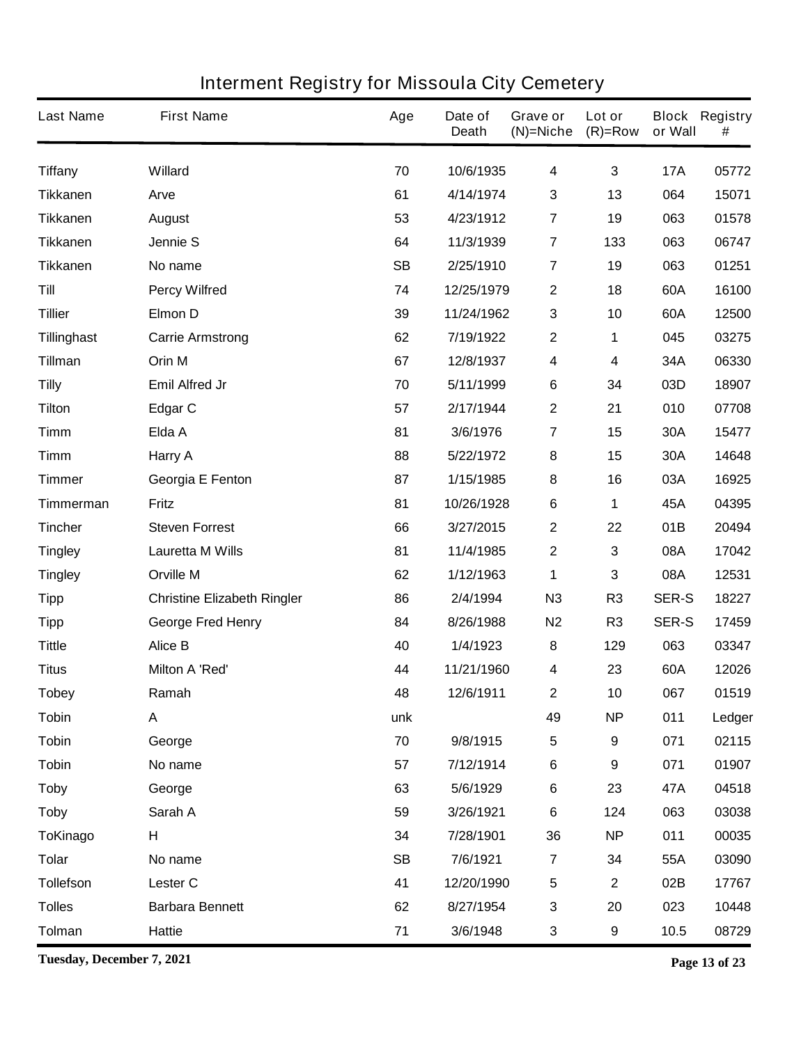# Interment Registry for Missoula City Cemetery

| Last Name | First Name | Age | Date of Death | Grave or (N)=Niche | Lot or (R)=Row | Block or Wall | Registry # |
|---|---|---|---|---|---|---|---|
| Tiffany | Willard | 70 | 10/6/1935 | 4 | 3 | 17A | 05772 |
| Tikkanen | Arve | 61 | 4/14/1974 | 3 | 13 | 064 | 15071 |
| Tikkanen | August | 53 | 4/23/1912 | 7 | 19 | 063 | 01578 |
| Tikkanen | Jennie S | 64 | 11/3/1939 | 7 | 133 | 063 | 06747 |
| Tikkanen | No name | SB | 2/25/1910 | 7 | 19 | 063 | 01251 |
| Till | Percy Wilfred | 74 | 12/25/1979 | 2 | 18 | 60A | 16100 |
| Tillier | Elmon D | 39 | 11/24/1962 | 3 | 10 | 60A | 12500 |
| Tillinghast | Carrie Armstrong | 62 | 7/19/1922 | 2 | 1 | 045 | 03275 |
| Tillman | Orin M | 67 | 12/8/1937 | 4 | 4 | 34A | 06330 |
| Tilly | Emil Alfred Jr | 70 | 5/11/1999 | 6 | 34 | 03D | 18907 |
| Tilton | Edgar C | 57 | 2/17/1944 | 2 | 21 | 010 | 07708 |
| Timm | Elda A | 81 | 3/6/1976 | 7 | 15 | 30A | 15477 |
| Timm | Harry A | 88 | 5/22/1972 | 8 | 15 | 30A | 14648 |
| Timmer | Georgia E Fenton | 87 | 1/15/1985 | 8 | 16 | 03A | 16925 |
| Timmerman | Fritz | 81 | 10/26/1928 | 6 | 1 | 45A | 04395 |
| Tincher | Steven Forrest | 66 | 3/27/2015 | 2 | 22 | 01B | 20494 |
| Tingley | Lauretta M Wills | 81 | 11/4/1985 | 2 | 3 | 08A | 17042 |
| Tingley | Orville M | 62 | 1/12/1963 | 1 | 3 | 08A | 12531 |
| Tipp | Christine Elizabeth Ringler | 86 | 2/4/1994 | N3 | R3 | SER-S | 18227 |
| Tipp | George Fred Henry | 84 | 8/26/1988 | N2 | R3 | SER-S | 17459 |
| Tittle | Alice B | 40 | 1/4/1923 | 8 | 129 | 063 | 03347 |
| Titus | Milton A 'Red' | 44 | 11/21/1960 | 4 | 23 | 60A | 12026 |
| Tobey | Ramah | 48 | 12/6/1911 | 2 | 10 | 067 | 01519 |
| Tobin | A | unk | | 49 | NP | 011 | Ledger |
| Tobin | George | 70 | 9/8/1915 | 5 | 9 | 071 | 02115 |
| Tobin | No name | 57 | 7/12/1914 | 6 | 9 | 071 | 01907 |
| Toby | George | 63 | 5/6/1929 | 6 | 23 | 47A | 04518 |
| Toby | Sarah A | 59 | 3/26/1921 | 6 | 124 | 063 | 03038 |
| ToKinago | H | 34 | 7/28/1901 | 36 | NP | 011 | 00035 |
| Tolar | No name | SB | 7/6/1921 | 7 | 34 | 55A | 03090 |
| Tollefson | Lester C | 41 | 12/20/1990 | 5 | 2 | 02B | 17767 |
| Tolles | Barbara Bennett | 62 | 8/27/1954 | 3 | 20 | 023 | 10448 |
| Tolman | Hattie | 71 | 3/6/1948 | 3 | 9 | 10.5 | 08729 |

Tuesday, December 7, 2021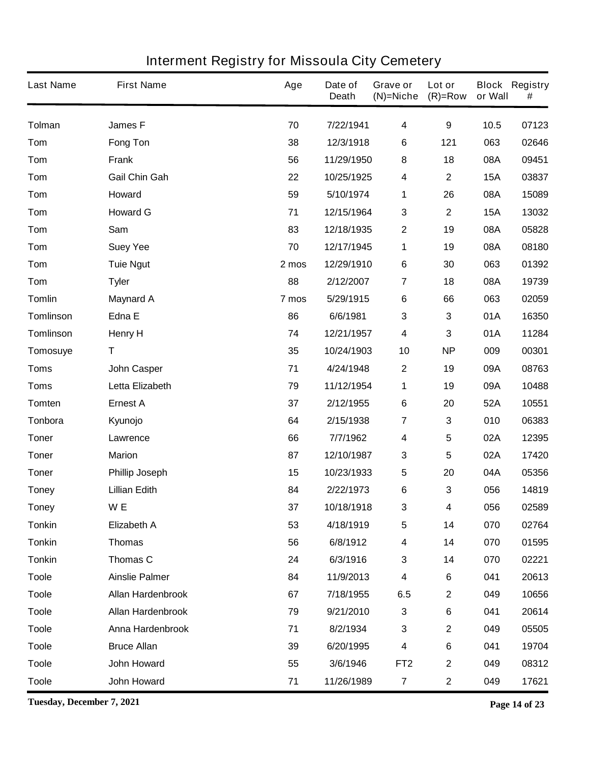# Interment Registry for Missoula City Cemetery

| Last Name | First Name | Age | Date of Death | Grave or (N)=Niche | Lot or (R)=Row | Block or Wall | Registry # |
|---|---|---|---|---|---|---|---|
| Tolman | James F | 70 | 7/22/1941 | 4 | 9 | 10.5 | 07123 |
| Tom | Fong Ton | 38 | 12/3/1918 | 6 | 121 | 063 | 02646 |
| Tom | Frank | 56 | 11/29/1950 | 8 | 18 | 08A | 09451 |
| Tom | Gail Chin Gah | 22 | 10/25/1925 | 4 | 2 | 15A | 03837 |
| Tom | Howard | 59 | 5/10/1974 | 1 | 26 | 08A | 15089 |
| Tom | Howard G | 71 | 12/15/1964 | 3 | 2 | 15A | 13032 |
| Tom | Sam | 83 | 12/18/1935 | 2 | 19 | 08A | 05828 |
| Tom | Suey Yee | 70 | 12/17/1945 | 1 | 19 | 08A | 08180 |
| Tom | Tuie Ngut | 2 mos | 12/29/1910 | 6 | 30 | 063 | 01392 |
| Tom | Tyler | 88 | 2/12/2007 | 7 | 18 | 08A | 19739 |
| Tomlin | Maynard A | 7 mos | 5/29/1915 | 6 | 66 | 063 | 02059 |
| Tomlinson | Edna E | 86 | 6/6/1981 | 3 | 3 | 01A | 16350 |
| Tomlinson | Henry H | 74 | 12/21/1957 | 4 | 3 | 01A | 11284 |
| Tomosuye | T | 35 | 10/24/1903 | 10 | NP | 009 | 00301 |
| Toms | John Casper | 71 | 4/24/1948 | 2 | 19 | 09A | 08763 |
| Toms | Letta Elizabeth | 79 | 11/12/1954 | 1 | 19 | 09A | 10488 |
| Tomten | Ernest A | 37 | 2/12/1955 | 6 | 20 | 52A | 10551 |
| Tonbora | Kyunojo | 64 | 2/15/1938 | 7 | 3 | 010 | 06383 |
| Toner | Lawrence | 66 | 7/7/1962 | 4 | 5 | 02A | 12395 |
| Toner | Marion | 87 | 12/10/1987 | 3 | 5 | 02A | 17420 |
| Toner | Phillip Joseph | 15 | 10/23/1933 | 5 | 20 | 04A | 05356 |
| Toney | Lillian Edith | 84 | 2/22/1973 | 6 | 3 | 056 | 14819 |
| Toney | W E | 37 | 10/18/1918 | 3 | 4 | 056 | 02589 |
| Tonkin | Elizabeth A | 53 | 4/18/1919 | 5 | 14 | 070 | 02764 |
| Tonkin | Thomas | 56 | 6/8/1912 | 4 | 14 | 070 | 01595 |
| Tonkin | Thomas C | 24 | 6/3/1916 | 3 | 14 | 070 | 02221 |
| Toole | Ainslie Palmer | 84 | 11/9/2013 | 4 | 6 | 041 | 20613 |
| Toole | Allan Hardenbrook | 67 | 7/18/1955 | 6.5 | 2 | 049 | 10656 |
| Toole | Allan Hardenbrook | 79 | 9/21/2010 | 3 | 6 | 041 | 20614 |
| Toole | Anna Hardenbrook | 71 | 8/2/1934 | 3 | 2 | 049 | 05505 |
| Toole | Bruce Allan | 39 | 6/20/1995 | 4 | 6 | 041 | 19704 |
| Toole | John Howard | 55 | 3/6/1946 | FT2 | 2 | 049 | 08312 |
| Toole | John Howard | 71 | 11/26/1989 | 7 | 2 | 049 | 17621 |

Tuesday, December 7, 2021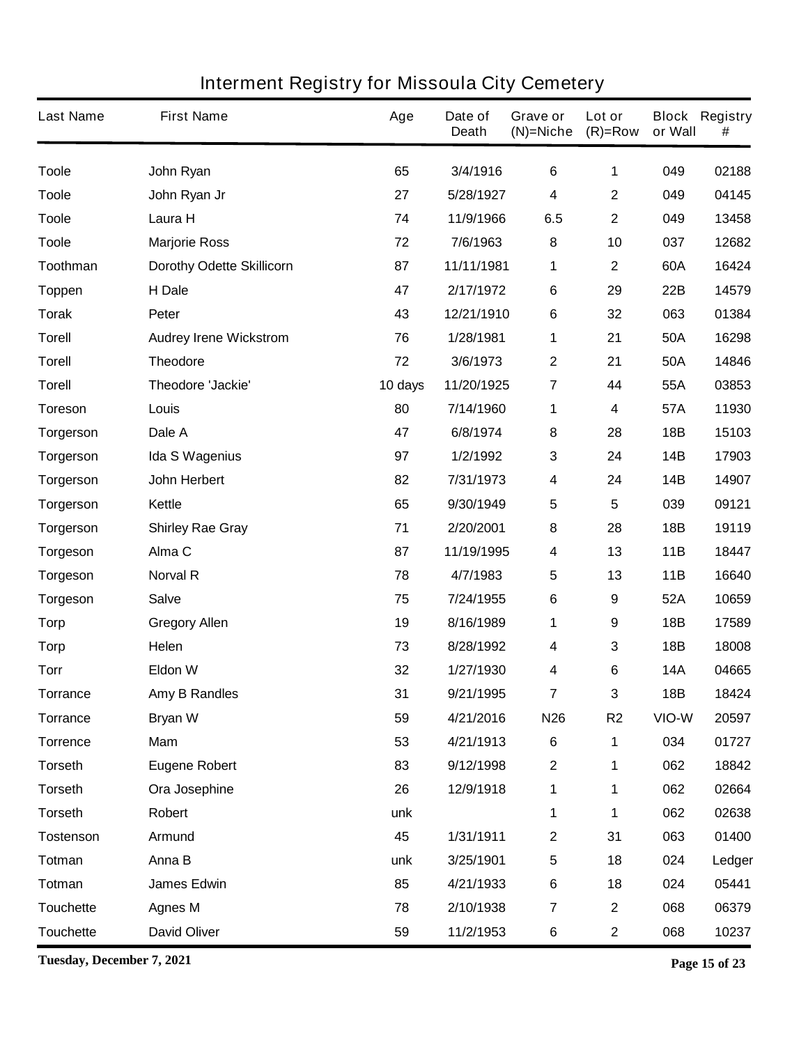# Interment Registry for Missoula City Cemetery

| Last Name | First Name | Age | Date of Death | Grave or (N)=Niche | Lot or (R)=Row | Block or Wall | Registry # |
|---|---|---|---|---|---|---|---|
| Toole | John Ryan | 65 | 3/4/1916 | 6 | 1 | 049 | 02188 |
| Toole | John Ryan Jr | 27 | 5/28/1927 | 4 | 2 | 049 | 04145 |
| Toole | Laura H | 74 | 11/9/1966 | 6.5 | 2 | 049 | 13458 |
| Toole | Marjorie Ross | 72 | 7/6/1963 | 8 | 10 | 037 | 12682 |
| Toothman | Dorothy Odette Skillicorn | 87 | 11/11/1981 | 1 | 2 | 60A | 16424 |
| Toppen | H Dale | 47 | 2/17/1972 | 6 | 29 | 22B | 14579 |
| Torak | Peter | 43 | 12/21/1910 | 6 | 32 | 063 | 01384 |
| Torell | Audrey Irene Wickstrom | 76 | 1/28/1981 | 1 | 21 | 50A | 16298 |
| Torell | Theodore | 72 | 3/6/1973 | 2 | 21 | 50A | 14846 |
| Torell | Theodore 'Jackie' | 10 days | 11/20/1925 | 7 | 44 | 55A | 03853 |
| Toreson | Louis | 80 | 7/14/1960 | 1 | 4 | 57A | 11930 |
| Torgerson | Dale A | 47 | 6/8/1974 | 8 | 28 | 18B | 15103 |
| Torgerson | Ida S Wagenius | 97 | 1/2/1992 | 3 | 24 | 14B | 17903 |
| Torgerson | John Herbert | 82 | 7/31/1973 | 4 | 24 | 14B | 14907 |
| Torgerson | Kettle | 65 | 9/30/1949 | 5 | 5 | 039 | 09121 |
| Torgerson | Shirley Rae Gray | 71 | 2/20/2001 | 8 | 28 | 18B | 19119 |
| Torgeson | Alma C | 87 | 11/19/1995 | 4 | 13 | 11B | 18447 |
| Torgeson | Norval R | 78 | 4/7/1983 | 5 | 13 | 11B | 16640 |
| Torgeson | Salve | 75 | 7/24/1955 | 6 | 9 | 52A | 10659 |
| Torp | Gregory Allen | 19 | 8/16/1989 | 1 | 9 | 18B | 17589 |
| Torp | Helen | 73 | 8/28/1992 | 4 | 3 | 18B | 18008 |
| Torr | Eldon W | 32 | 1/27/1930 | 4 | 6 | 14A | 04665 |
| Torrance | Amy B Randles | 31 | 9/21/1995 | 7 | 3 | 18B | 18424 |
| Torrance | Bryan W | 59 | 4/21/2016 | N26 | R2 | VIO-W | 20597 |
| Torrence | Mam | 53 | 4/21/1913 | 6 | 1 | 034 | 01727 |
| Torseth | Eugene Robert | 83 | 9/12/1998 | 2 | 1 | 062 | 18842 |
| Torseth | Ora Josephine | 26 | 12/9/1918 | 1 | 1 | 062 | 02664 |
| Torseth | Robert | unk | | 1 | 1 | 062 | 02638 |
| Tostenson | Armund | 45 | 1/31/1911 | 2 | 31 | 063 | 01400 |
| Totman | Anna B | unk | 3/25/1901 | 5 | 18 | 024 | Ledger |
| Totman | James Edwin | 85 | 4/21/1933 | 6 | 18 | 024 | 05441 |
| Touchette | Agnes M | 78 | 2/10/1938 | 7 | 2 | 068 | 06379 |
| Touchette | David Oliver | 59 | 11/2/1953 | 6 | 2 | 068 | 10237 |

**Tuesday, December 7, 2021**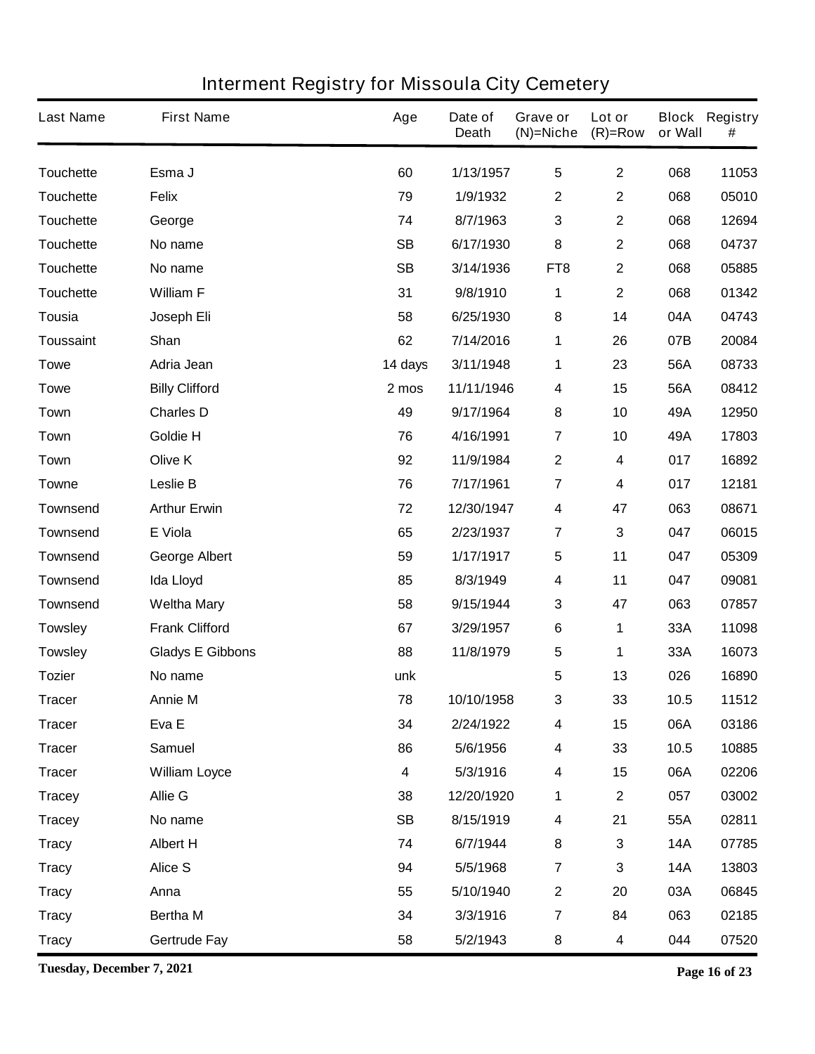# Interment Registry for Missoula City Cemetery

| Last Name | First Name | Age | Date of Death | Grave or (N)=Niche | Lot or (R)=Row | Block or Wall | Registry # |
|---|---|---|---|---|---|---|---|
| Touchette | Esma J | 60 | 1/13/1957 | 5 | 2 | 068 | 11053 |
| Touchette | Felix | 79 | 1/9/1932 | 2 | 2 | 068 | 05010 |
| Touchette | George | 74 | 8/7/1963 | 3 | 2 | 068 | 12694 |
| Touchette | No name | SB | 6/17/1930 | 8 | 2 | 068 | 04737 |
| Touchette | No name | SB | 3/14/1936 | FT8 | 2 | 068 | 05885 |
| Touchette | William F | 31 | 9/8/1910 | 1 | 2 | 068 | 01342 |
| Tousia | Joseph Eli | 58 | 6/25/1930 | 8 | 14 | 04A | 04743 |
| Toussaint | Shan | 62 | 7/14/2016 | 1 | 26 | 07B | 20084 |
| Towe | Adria Jean | 14 days | 3/11/1948 | 1 | 23 | 56A | 08733 |
| Towe | Billy Clifford | 2 mos | 11/11/1946 | 4 | 15 | 56A | 08412 |
| Town | Charles D | 49 | 9/17/1964 | 8 | 10 | 49A | 12950 |
| Town | Goldie H | 76 | 4/16/1991 | 7 | 10 | 49A | 17803 |
| Town | Olive K | 92 | 11/9/1984 | 2 | 4 | 017 | 16892 |
| Towne | Leslie B | 76 | 7/17/1961 | 7 | 4 | 017 | 12181 |
| Townsend | Arthur Erwin | 72 | 12/30/1947 | 4 | 47 | 063 | 08671 |
| Townsend | E Viola | 65 | 2/23/1937 | 7 | 3 | 047 | 06015 |
| Townsend | George Albert | 59 | 1/17/1917 | 5 | 11 | 047 | 05309 |
| Townsend | Ida Lloyd | 85 | 8/3/1949 | 4 | 11 | 047 | 09081 |
| Townsend | Weltha Mary | 58 | 9/15/1944 | 3 | 47 | 063 | 07857 |
| Towsley | Frank Clifford | 67 | 3/29/1957 | 6 | 1 | 33A | 11098 |
| Towsley | Gladys E Gibbons | 88 | 11/8/1979 | 5 | 1 | 33A | 16073 |
| Tozier | No name | unk | | 5 | 13 | 026 | 16890 |
| Tracer | Annie M | 78 | 10/10/1958 | 3 | 33 | 10.5 | 11512 |
| Tracer | Eva E | 34 | 2/24/1922 | 4 | 15 | 06A | 03186 |
| Tracer | Samuel | 86 | 5/6/1956 | 4 | 33 | 10.5 | 10885 |
| Tracer | William Loyce | 4 | 5/3/1916 | 4 | 15 | 06A | 02206 |
| Tracey | Allie G | 38 | 12/20/1920 | 1 | 2 | 057 | 03002 |
| Tracey | No name | SB | 8/15/1919 | 4 | 21 | 55A | 02811 |
| Tracy | Albert H | 74 | 6/7/1944 | 8 | 3 | 14A | 07785 |
| Tracy | Alice S | 94 | 5/5/1968 | 7 | 3 | 14A | 13803 |
| Tracy | Anna | 55 | 5/10/1940 | 2 | 20 | 03A | 06845 |
| Tracy | Bertha M | 34 | 3/3/1916 | 7 | 84 | 063 | 02185 |
| Tracy | Gertrude Fay | 58 | 5/2/1943 | 8 | 4 | 044 | 07520 |

Tuesday, December 7, 2021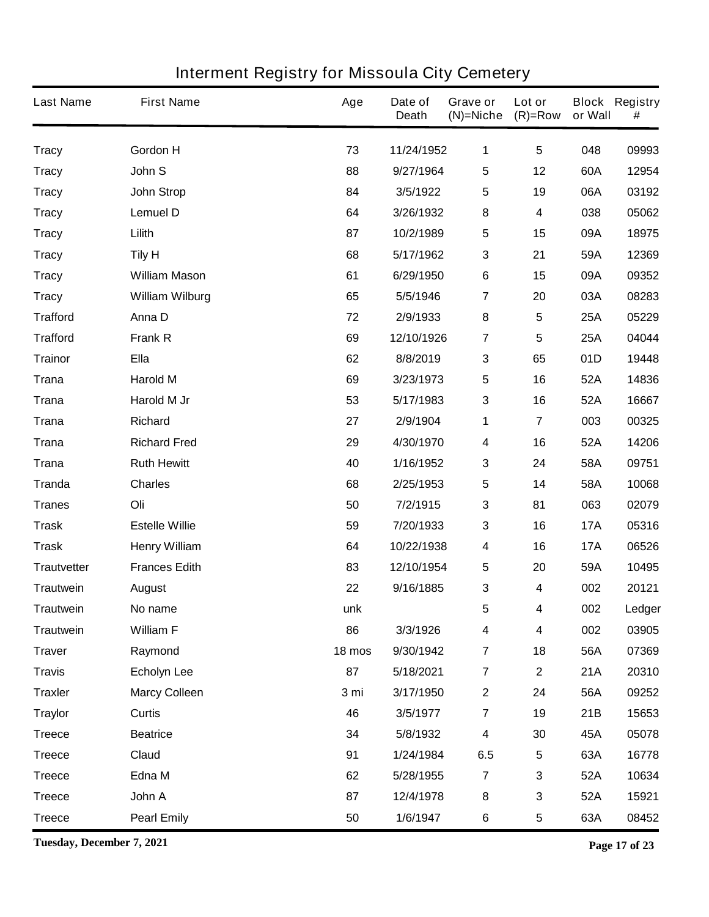# Interment Registry for Missoula City Cemetery

| Last Name | First Name | Age | Date of Death | Grave or (N)=Niche | Lot or (R)=Row | Block or Wall | Registry # |
|---|---|---|---|---|---|---|---|
| Tracy | Gordon H | 73 | 11/24/1952 | 1 | 5 | 048 | 09993 |
| Tracy | John S | 88 | 9/27/1964 | 5 | 12 | 60A | 12954 |
| Tracy | John Strop | 84 | 3/5/1922 | 5 | 19 | 06A | 03192 |
| Tracy | Lemuel D | 64 | 3/26/1932 | 8 | 4 | 038 | 05062 |
| Tracy | Lilith | 87 | 10/2/1989 | 5 | 15 | 09A | 18975 |
| Tracy | Tily H | 68 | 5/17/1962 | 3 | 21 | 59A | 12369 |
| Tracy | William Mason | 61 | 6/29/1950 | 6 | 15 | 09A | 09352 |
| Tracy | William Wilburg | 65 | 5/5/1946 | 7 | 20 | 03A | 08283 |
| Trafford | Anna D | 72 | 2/9/1933 | 8 | 5 | 25A | 05229 |
| Trafford | Frank R | 69 | 12/10/1926 | 7 | 5 | 25A | 04044 |
| Trainor | Ella | 62 | 8/8/2019 | 3 | 65 | 01D | 19448 |
| Trana | Harold M | 69 | 3/23/1973 | 5 | 16 | 52A | 14836 |
| Trana | Harold M Jr | 53 | 5/17/1983 | 3 | 16 | 52A | 16667 |
| Trana | Richard | 27 | 2/9/1904 | 1 | 7 | 003 | 00325 |
| Trana | Richard Fred | 29 | 4/30/1970 | 4 | 16 | 52A | 14206 |
| Trana | Ruth Hewitt | 40 | 1/16/1952 | 3 | 24 | 58A | 09751 |
| Tranda | Charles | 68 | 2/25/1953 | 5 | 14 | 58A | 10068 |
| Tranes | Oli | 50 | 7/2/1915 | 3 | 81 | 063 | 02079 |
| Trask | Estelle Willie | 59 | 7/20/1933 | 3 | 16 | 17A | 05316 |
| Trask | Henry William | 64 | 10/22/1938 | 4 | 16 | 17A | 06526 |
| Trautvetter | Frances Edith | 83 | 12/10/1954 | 5 | 20 | 59A | 10495 |
| Trautwein | August | 22 | 9/16/1885 | 3 | 4 | 002 | 20121 |
| Trautwein | No name | unk | | 5 | 4 | 002 | Ledger |
| Trautwein | William F | 86 | 3/3/1926 | 4 | 4 | 002 | 03905 |
| Traver | Raymond | 18 mos | 9/30/1942 | 7 | 18 | 56A | 07369 |
| Travis | Echolyn Lee | 87 | 5/18/2021 | 7 | 2 | 21A | 20310 |
| Traxler | Marcy Colleen | 3 mi | 3/17/1950 | 2 | 24 | 56A | 09252 |
| Traylor | Curtis | 46 | 3/5/1977 | 7 | 19 | 21B | 15653 |
| Treece | Beatrice | 34 | 5/8/1932 | 4 | 30 | 45A | 05078 |
| Treece | Claud | 91 | 1/24/1984 | 6.5 | 5 | 63A | 16778 |
| Treece | Edna M | 62 | 5/28/1955 | 7 | 3 | 52A | 10634 |
| Treece | John A | 87 | 12/4/1978 | 8 | 3 | 52A | 15921 |
| Treece | Pearl Emily | 50 | 1/6/1947 | 6 | 5 | 63A | 08452 |

**Tuesday, December 7, 2021**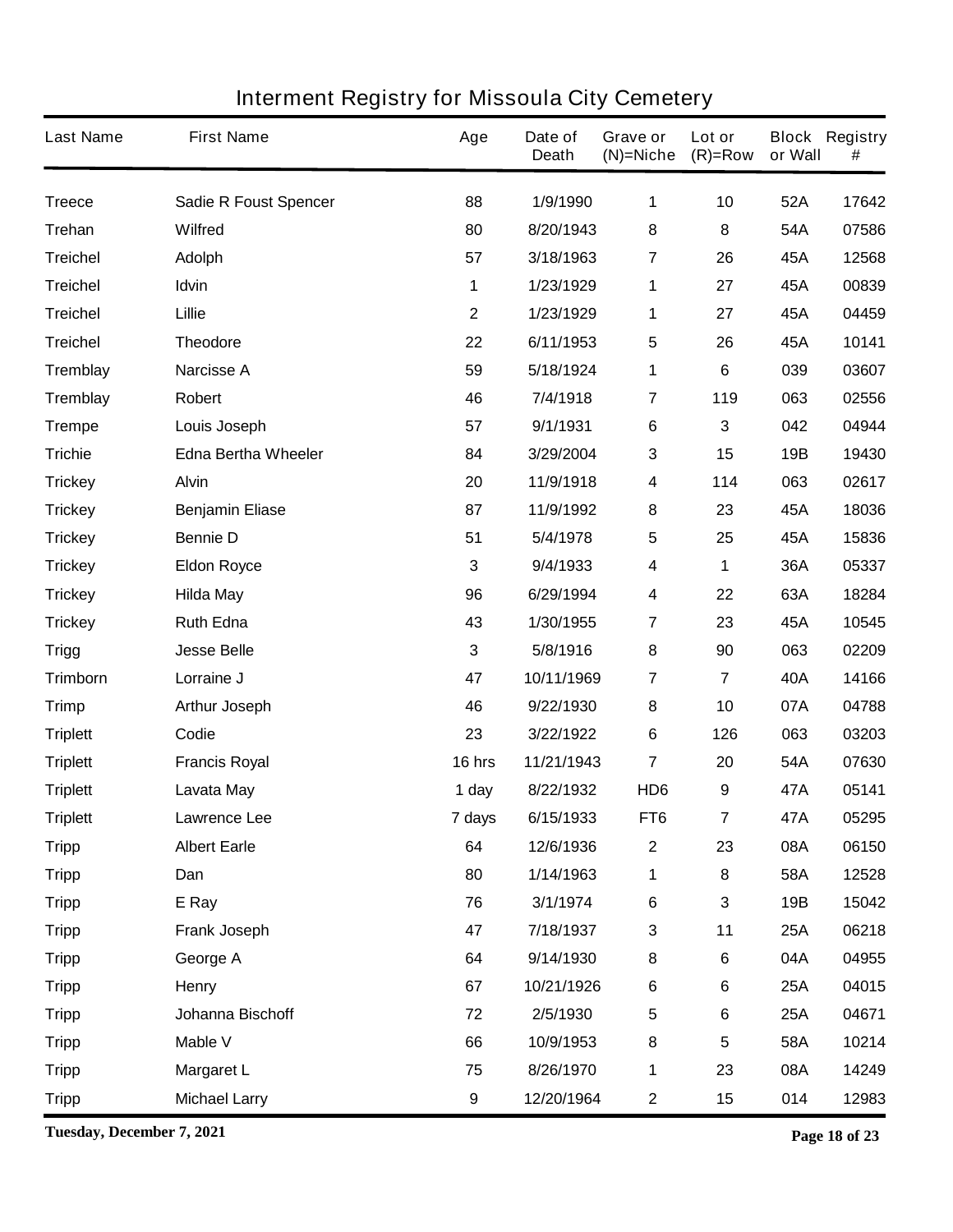# Interment Registry for Missoula City Cemetery

| Last Name | First Name | Age | Date of Death | Grave or (N)=Niche | Lot or (R)=Row | Block or Wall | Registry # |
|---|---|---|---|---|---|---|---|
| Treece | Sadie R Foust Spencer | 88 | 1/9/1990 | 1 | 10 | 52A | 17642 |
| Trehan | Wilfred | 80 | 8/20/1943 | 8 | 8 | 54A | 07586 |
| Treichel | Adolph | 57 | 3/18/1963 | 7 | 26 | 45A | 12568 |
| Treichel | Idvin | 1 | 1/23/1929 | 1 | 27 | 45A | 00839 |
| Treichel | Lillie | 2 | 1/23/1929 | 1 | 27 | 45A | 04459 |
| Treichel | Theodore | 22 | 6/11/1953 | 5 | 26 | 45A | 10141 |
| Tremblay | Narcisse A | 59 | 5/18/1924 | 1 | 6 | 039 | 03607 |
| Tremblay | Robert | 46 | 7/4/1918 | 7 | 119 | 063 | 02556 |
| Trempe | Louis Joseph | 57 | 9/1/1931 | 6 | 3 | 042 | 04944 |
| Trichie | Edna Bertha Wheeler | 84 | 3/29/2004 | 3 | 15 | 19B | 19430 |
| Trickey | Alvin | 20 | 11/9/1918 | 4 | 114 | 063 | 02617 |
| Trickey | Benjamin Eliase | 87 | 11/9/1992 | 8 | 23 | 45A | 18036 |
| Trickey | Bennie D | 51 | 5/4/1978 | 5 | 25 | 45A | 15836 |
| Trickey | Eldon Royce | 3 | 9/4/1933 | 4 | 1 | 36A | 05337 |
| Trickey | Hilda May | 96 | 6/29/1994 | 4 | 22 | 63A | 18284 |
| Trickey | Ruth Edna | 43 | 1/30/1955 | 7 | 23 | 45A | 10545 |
| Trigg | Jesse Belle | 3 | 5/8/1916 | 8 | 90 | 063 | 02209 |
| Trimborn | Lorraine J | 47 | 10/11/1969 | 7 | 7 | 40A | 14166 |
| Trimp | Arthur Joseph | 46 | 9/22/1930 | 8 | 10 | 07A | 04788 |
| Triplett | Codie | 23 | 3/22/1922 | 6 | 126 | 063 | 03203 |
| Triplett | Francis Royal | 16 hrs | 11/21/1943 | 7 | 20 | 54A | 07630 |
| Triplett | Lavata May | 1 day | 8/22/1932 | HD6 | 9 | 47A | 05141 |
| Triplett | Lawrence Lee | 7 days | 6/15/1933 | FT6 | 7 | 47A | 05295 |
| Tripp | Albert Earle | 64 | 12/6/1936 | 2 | 23 | 08A | 06150 |
| Tripp | Dan | 80 | 1/14/1963 | 1 | 8 | 58A | 12528 |
| Tripp | E Ray | 76 | 3/1/1974 | 6 | 3 | 19B | 15042 |
| Tripp | Frank Joseph | 47 | 7/18/1937 | 3 | 11 | 25A | 06218 |
| Tripp | George A | 64 | 9/14/1930 | 8 | 6 | 04A | 04955 |
| Tripp | Henry | 67 | 10/21/1926 | 6 | 6 | 25A | 04015 |
| Tripp | Johanna Bischoff | 72 | 2/5/1930 | 5 | 6 | 25A | 04671 |
| Tripp | Mable V | 66 | 10/9/1953 | 8 | 5 | 58A | 10214 |
| Tripp | Margaret L | 75 | 8/26/1970 | 1 | 23 | 08A | 14249 |
| Tripp | Michael Larry | 9 | 12/20/1964 | 2 | 15 | 014 | 12983 |

**Tuesday, December 7, 2021**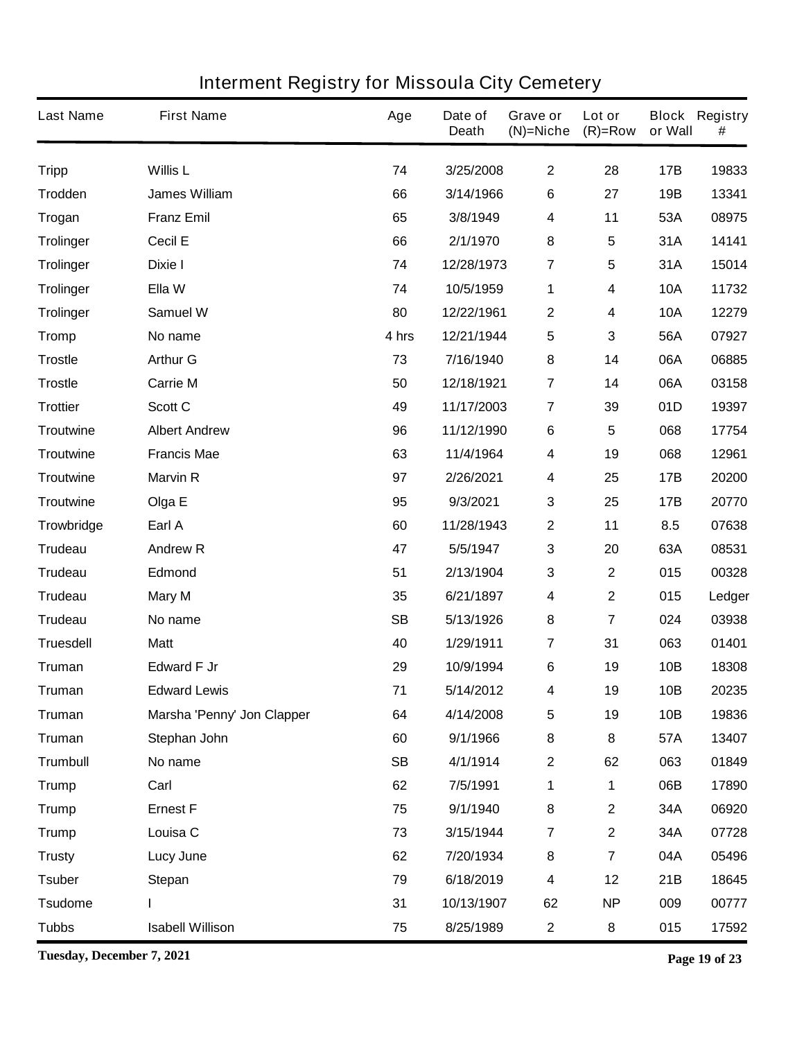# Interment Registry for Missoula City Cemetery

| Last Name | First Name | Age | Date of Death | Grave or (N)=Niche | Lot or (R)=Row | Block or Wall | Registry # |
|---|---|---|---|---|---|---|---|
| Tripp | Willis L | 74 | 3/25/2008 | 2 | 28 | 17B | 19833 |
| Trodden | James William | 66 | 3/14/1966 | 6 | 27 | 19B | 13341 |
| Trogan | Franz Emil | 65 | 3/8/1949 | 4 | 11 | 53A | 08975 |
| Trolinger | Cecil E | 66 | 2/1/1970 | 8 | 5 | 31A | 14141 |
| Trolinger | Dixie I | 74 | 12/28/1973 | 7 | 5 | 31A | 15014 |
| Trolinger | Ella W | 74 | 10/5/1959 | 1 | 4 | 10A | 11732 |
| Trolinger | Samuel W | 80 | 12/22/1961 | 2 | 4 | 10A | 12279 |
| Tromp | No name | 4 hrs | 12/21/1944 | 5 | 3 | 56A | 07927 |
| Trostle | Arthur G | 73 | 7/16/1940 | 8 | 14 | 06A | 06885 |
| Trostle | Carrie M | 50 | 12/18/1921 | 7 | 14 | 06A | 03158 |
| Trottier | Scott C | 49 | 11/17/2003 | 7 | 39 | 01D | 19397 |
| Troutwine | Albert Andrew | 96 | 11/12/1990 | 6 | 5 | 068 | 17754 |
| Troutwine | Francis Mae | 63 | 11/4/1964 | 4 | 19 | 068 | 12961 |
| Troutwine | Marvin R | 97 | 2/26/2021 | 4 | 25 | 17B | 20200 |
| Troutwine | Olga E | 95 | 9/3/2021 | 3 | 25 | 17B | 20770 |
| Trowbridge | Earl A | 60 | 11/28/1943 | 2 | 11 | 8.5 | 07638 |
| Trudeau | Andrew R | 47 | 5/5/1947 | 3 | 20 | 63A | 08531 |
| Trudeau | Edmond | 51 | 2/13/1904 | 3 | 2 | 015 | 00328 |
| Trudeau | Mary M | 35 | 6/21/1897 | 4 | 2 | 015 | Ledger |
| Trudeau | No name | SB | 5/13/1926 | 8 | 7 | 024 | 03938 |
| Truesdell | Matt | 40 | 1/29/1911 | 7 | 31 | 063 | 01401 |
| Truman | Edward F Jr | 29 | 10/9/1994 | 6 | 19 | 10B | 18308 |
| Truman | Edward Lewis | 71 | 5/14/2012 | 4 | 19 | 10B | 20235 |
| Truman | Marsha 'Penny' Jon Clapper | 64 | 4/14/2008 | 5 | 19 | 10B | 19836 |
| Truman | Stephan John | 60 | 9/1/1966 | 8 | 8 | 57A | 13407 |
| Trumbull | No name | SB | 4/1/1914 | 2 | 62 | 063 | 01849 |
| Trump | Carl | 62 | 7/5/1991 | 1 | 1 | 06B | 17890 |
| Trump | Ernest F | 75 | 9/1/1940 | 8 | 2 | 34A | 06920 |
| Trump | Louisa C | 73 | 3/15/1944 | 7 | 2 | 34A | 07728 |
| Trusty | Lucy June | 62 | 7/20/1934 | 8 | 7 | 04A | 05496 |
| Tsuber | Stepan | 79 | 6/18/2019 | 4 | 12 | 21B | 18645 |
| Tsudome | I | 31 | 10/13/1907 | 62 | NP | 009 | 00777 |
| Tubbs | Isabell Willison | 75 | 8/25/1989 | 2 | 8 | 015 | 17592 |

**Tuesday, December 7, 2021**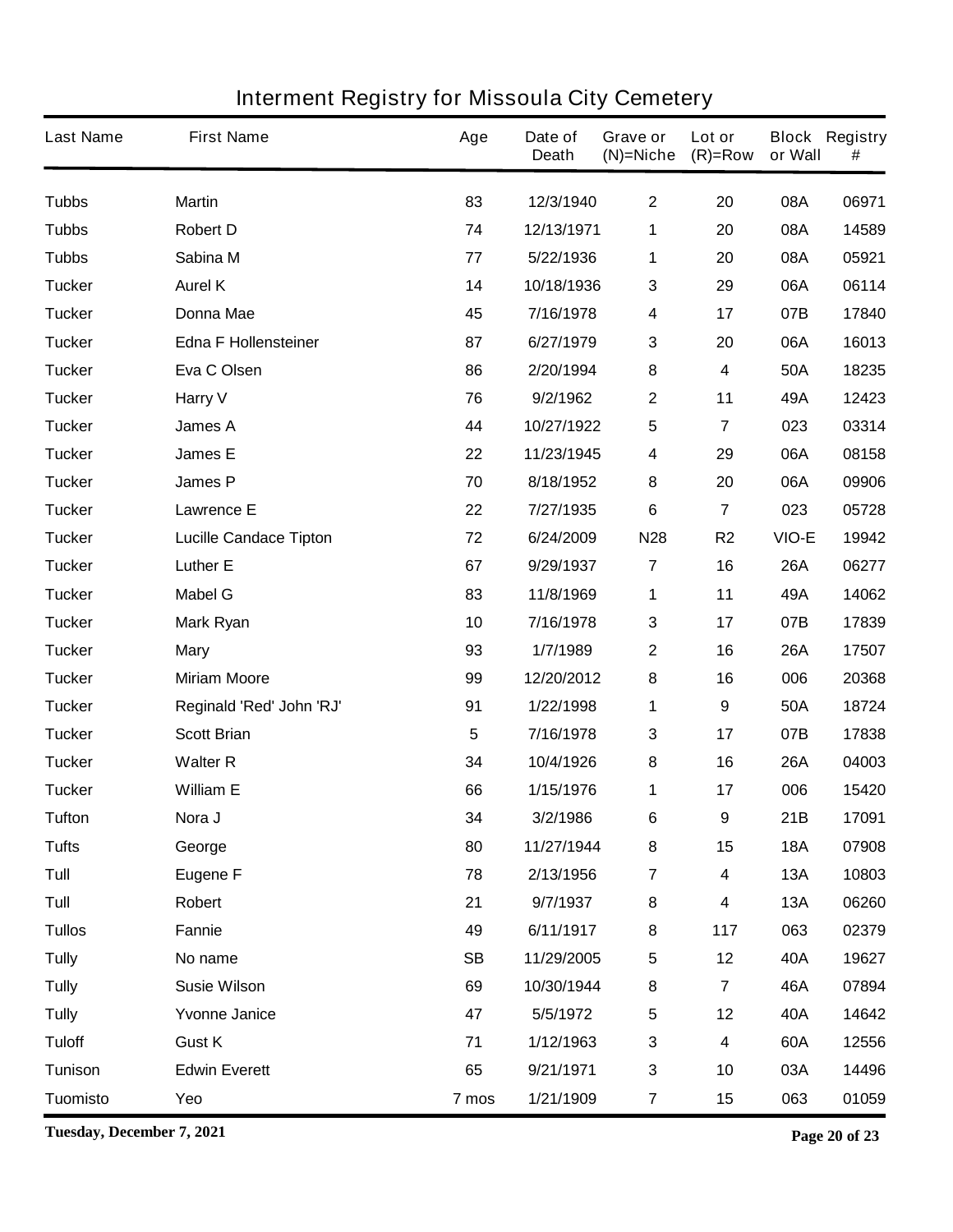# Interment Registry for Missoula City Cemetery

| Last Name | First Name | Age | Date of Death | Grave or (N)=Niche | Lot or (R)=Row | Block or Wall | Registry # |
|---|---|---|---|---|---|---|---|
| Tubbs | Martin | 83 | 12/3/1940 | 2 | 20 | 08A | 06971 |
| Tubbs | Robert D | 74 | 12/13/1971 | 1 | 20 | 08A | 14589 |
| Tubbs | Sabina M | 77 | 5/22/1936 | 1 | 20 | 08A | 05921 |
| Tucker | Aurel K | 14 | 10/18/1936 | 3 | 29 | 06A | 06114 |
| Tucker | Donna Mae | 45 | 7/16/1978 | 4 | 17 | 07B | 17840 |
| Tucker | Edna F Hollensteiner | 87 | 6/27/1979 | 3 | 20 | 06A | 16013 |
| Tucker | Eva C Olsen | 86 | 2/20/1994 | 8 | 4 | 50A | 18235 |
| Tucker | Harry V | 76 | 9/2/1962 | 2 | 11 | 49A | 12423 |
| Tucker | James A | 44 | 10/27/1922 | 5 | 7 | 023 | 03314 |
| Tucker | James E | 22 | 11/23/1945 | 4 | 29 | 06A | 08158 |
| Tucker | James P | 70 | 8/18/1952 | 8 | 20 | 06A | 09906 |
| Tucker | Lawrence E | 22 | 7/27/1935 | 6 | 7 | 023 | 05728 |
| Tucker | Lucille Candace Tipton | 72 | 6/24/2009 | N28 | R2 | VIO-E | 19942 |
| Tucker | Luther E | 67 | 9/29/1937 | 7 | 16 | 26A | 06277 |
| Tucker | Mabel G | 83 | 11/8/1969 | 1 | 11 | 49A | 14062 |
| Tucker | Mark Ryan | 10 | 7/16/1978 | 3 | 17 | 07B | 17839 |
| Tucker | Mary | 93 | 1/7/1989 | 2 | 16 | 26A | 17507 |
| Tucker | Miriam Moore | 99 | 12/20/2012 | 8 | 16 | 006 | 20368 |
| Tucker | Reginald 'Red' John 'RJ' | 91 | 1/22/1998 | 1 | 9 | 50A | 18724 |
| Tucker | Scott Brian | 5 | 7/16/1978 | 3 | 17 | 07B | 17838 |
| Tucker | Walter R | 34 | 10/4/1926 | 8 | 16 | 26A | 04003 |
| Tucker | William E | 66 | 1/15/1976 | 1 | 17 | 006 | 15420 |
| Tufton | Nora J | 34 | 3/2/1986 | 6 | 9 | 21B | 17091 |
| Tufts | George | 80 | 11/27/1944 | 8 | 15 | 18A | 07908 |
| Tull | Eugene F | 78 | 2/13/1956 | 7 | 4 | 13A | 10803 |
| Tull | Robert | 21 | 9/7/1937 | 8 | 4 | 13A | 06260 |
| Tullos | Fannie | 49 | 6/11/1917 | 8 | 117 | 063 | 02379 |
| Tully | No name | SB | 11/29/2005 | 5 | 12 | 40A | 19627 |
| Tully | Susie Wilson | 69 | 10/30/1944 | 8 | 7 | 46A | 07894 |
| Tully | Yvonne Janice | 47 | 5/5/1972 | 5 | 12 | 40A | 14642 |
| Tuloff | Gust K | 71 | 1/12/1963 | 3 | 4 | 60A | 12556 |
| Tunison | Edwin Everett | 65 | 9/21/1971 | 3 | 10 | 03A | 14496 |
| Tuomisto | Yeo | 7 mos | 1/21/1909 | 7 | 15 | 063 | 01059 |

**Tuesday, December 7, 2021**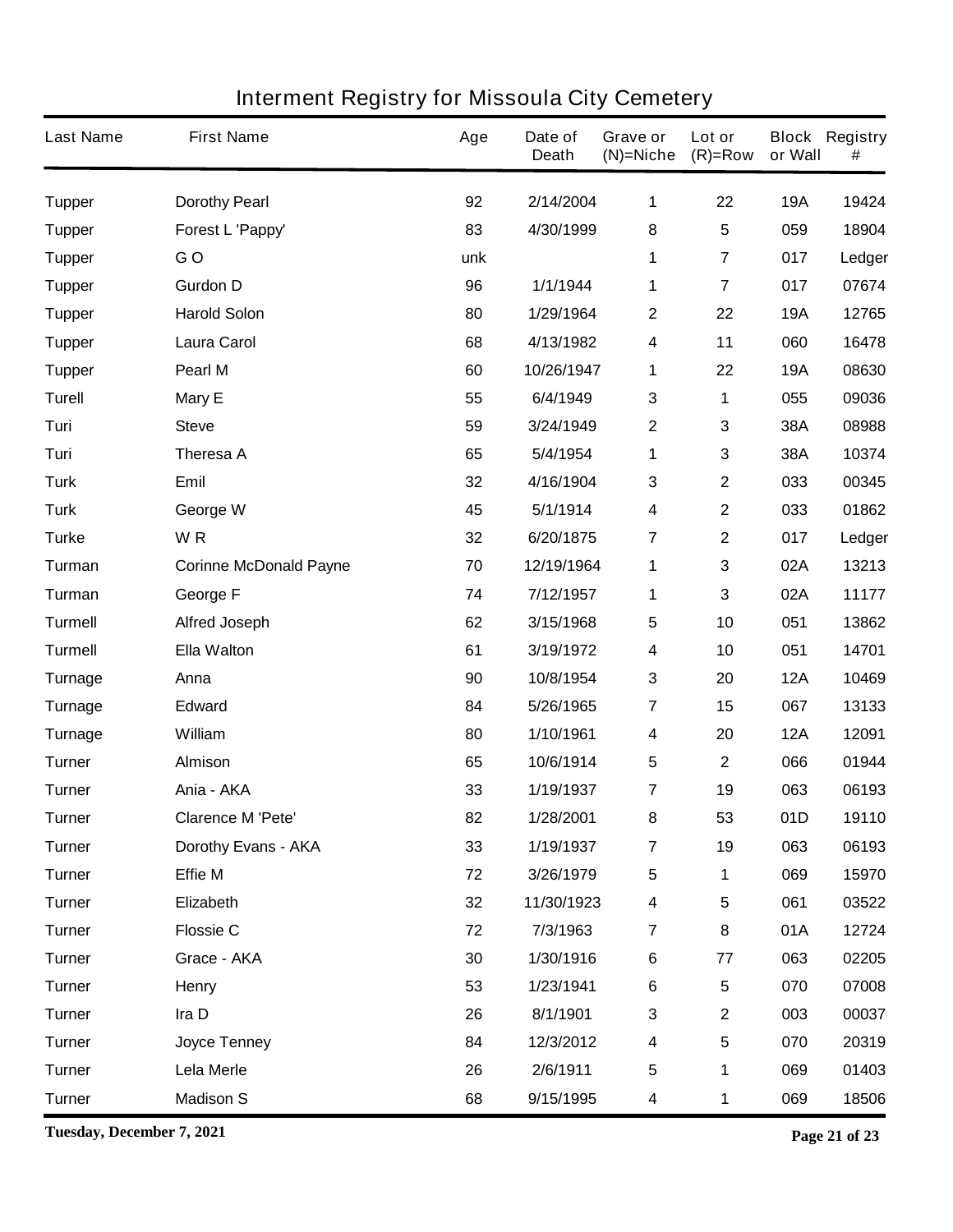# Interment Registry for Missoula City Cemetery

| Last Name | First Name | Age | Date of Death | Grave or (N)=Niche | Lot or (R)=Row | Block or Wall | Registry # |
|---|---|---|---|---|---|---|---|
| Tupper | Dorothy Pearl | 92 | 2/14/2004 | 1 | 22 | 19A | 19424 |
| Tupper | Forest L 'Pappy' | 83 | 4/30/1999 | 8 | 5 | 059 | 18904 |
| Tupper | G O | unk | | 1 | 7 | 017 | Ledger |
| Tupper | Gurdon D | 96 | 1/1/1944 | 1 | 7 | 017 | 07674 |
| Tupper | Harold Solon | 80 | 1/29/1964 | 2 | 22 | 19A | 12765 |
| Tupper | Laura Carol | 68 | 4/13/1982 | 4 | 11 | 060 | 16478 |
| Tupper | Pearl M | 60 | 10/26/1947 | 1 | 22 | 19A | 08630 |
| Turell | Mary E | 55 | 6/4/1949 | 3 | 1 | 055 | 09036 |
| Turi | Steve | 59 | 3/24/1949 | 2 | 3 | 38A | 08988 |
| Turi | Theresa A | 65 | 5/4/1954 | 1 | 3 | 38A | 10374 |
| Turk | Emil | 32 | 4/16/1904 | 3 | 2 | 033 | 00345 |
| Turk | George W | 45 | 5/1/1914 | 4 | 2 | 033 | 01862 |
| Turke | W R | 32 | 6/20/1875 | 7 | 2 | 017 | Ledger |
| Turman | Corinne McDonald Payne | 70 | 12/19/1964 | 1 | 3 | 02A | 13213 |
| Turman | George F | 74 | 7/12/1957 | 1 | 3 | 02A | 11177 |
| Turmell | Alfred Joseph | 62 | 3/15/1968 | 5 | 10 | 051 | 13862 |
| Turmell | Ella Walton | 61 | 3/19/1972 | 4 | 10 | 051 | 14701 |
| Turnage | Anna | 90 | 10/8/1954 | 3 | 20 | 12A | 10469 |
| Turnage | Edward | 84 | 5/26/1965 | 7 | 15 | 067 | 13133 |
| Turnage | William | 80 | 1/10/1961 | 4 | 20 | 12A | 12091 |
| Turner | Almison | 65 | 10/6/1914 | 5 | 2 | 066 | 01944 |
| Turner | Ania - AKA | 33 | 1/19/1937 | 7 | 19 | 063 | 06193 |
| Turner | Clarence M 'Pete' | 82 | 1/28/2001 | 8 | 53 | 01D | 19110 |
| Turner | Dorothy Evans - AKA | 33 | 1/19/1937 | 7 | 19 | 063 | 06193 |
| Turner | Effie M | 72 | 3/26/1979 | 5 | 1 | 069 | 15970 |
| Turner | Elizabeth | 32 | 11/30/1923 | 4 | 5 | 061 | 03522 |
| Turner | Flossie C | 72 | 7/3/1963 | 7 | 8 | 01A | 12724 |
| Turner | Grace - AKA | 30 | 1/30/1916 | 6 | 77 | 063 | 02205 |
| Turner | Henry | 53 | 1/23/1941 | 6 | 5 | 070 | 07008 |
| Turner | Ira D | 26 | 8/1/1901 | 3 | 2 | 003 | 00037 |
| Turner | Joyce Tenney | 84 | 12/3/2012 | 4 | 5 | 070 | 20319 |
| Turner | Lela Merle | 26 | 2/6/1911 | 5 | 1 | 069 | 01403 |
| Turner | Madison S | 68 | 9/15/1995 | 4 | 1 | 069 | 18506 |

Tuesday, December 7, 2021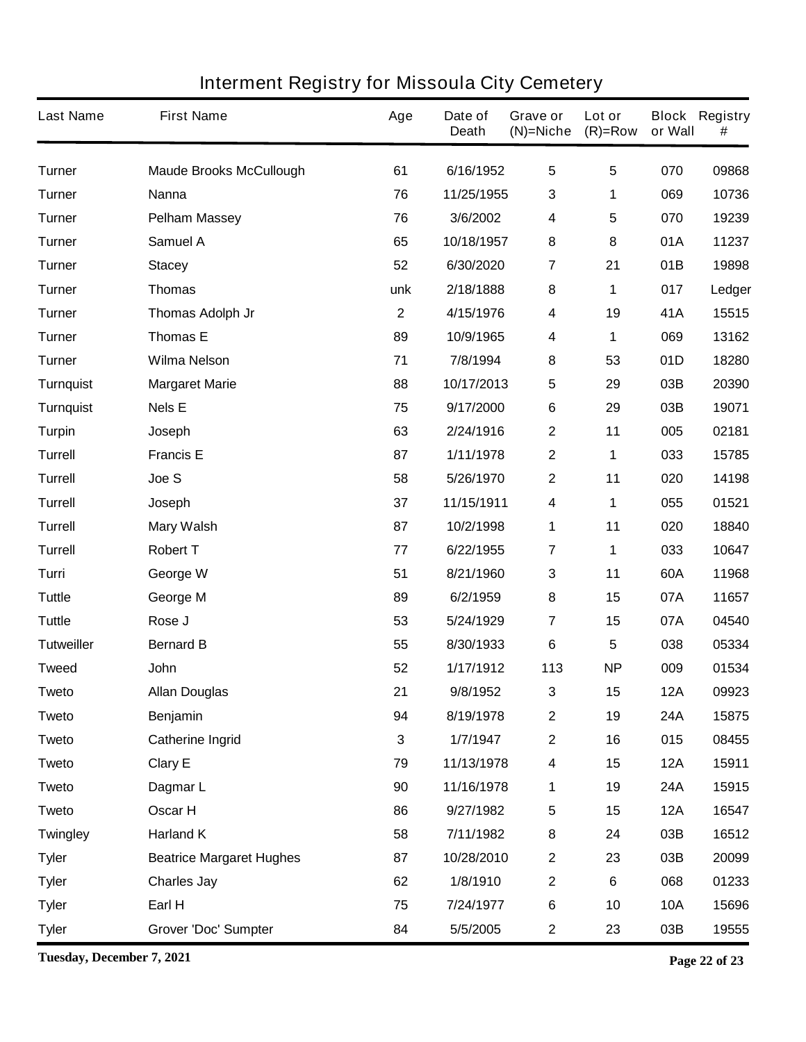# Interment Registry for Missoula City Cemetery

| Last Name | First Name | Age | Date of Death | Grave or (N)=Niche | Lot or (R)=Row | Block or Wall | Registry # |
|---|---|---|---|---|---|---|---|
| Turner | Maude Brooks McCullough | 61 | 6/16/1952 | 5 | 5 | 070 | 09868 |
| Turner | Nanna | 76 | 11/25/1955 | 3 | 1 | 069 | 10736 |
| Turner | Pelham Massey | 76 | 3/6/2002 | 4 | 5 | 070 | 19239 |
| Turner | Samuel A | 65 | 10/18/1957 | 8 | 8 | 01A | 11237 |
| Turner | Stacey | 52 | 6/30/2020 | 7 | 21 | 01B | 19898 |
| Turner | Thomas | unk | 2/18/1888 | 8 | 1 | 017 | Ledger |
| Turner | Thomas Adolph Jr | 2 | 4/15/1976 | 4 | 19 | 41A | 15515 |
| Turner | Thomas E | 89 | 10/9/1965 | 4 | 1 | 069 | 13162 |
| Turner | Wilma Nelson | 71 | 7/8/1994 | 8 | 53 | 01D | 18280 |
| Turnquist | Margaret Marie | 88 | 10/17/2013 | 5 | 29 | 03B | 20390 |
| Turnquist | Nels E | 75 | 9/17/2000 | 6 | 29 | 03B | 19071 |
| Turpin | Joseph | 63 | 2/24/1916 | 2 | 11 | 005 | 02181 |
| Turrell | Francis E | 87 | 1/11/1978 | 2 | 1 | 033 | 15785 |
| Turrell | Joe S | 58 | 5/26/1970 | 2 | 11 | 020 | 14198 |
| Turrell | Joseph | 37 | 11/15/1911 | 4 | 1 | 055 | 01521 |
| Turrell | Mary Walsh | 87 | 10/2/1998 | 1 | 11 | 020 | 18840 |
| Turrell | Robert T | 77 | 6/22/1955 | 7 | 1 | 033 | 10647 |
| Turri | George W | 51 | 8/21/1960 | 3 | 11 | 60A | 11968 |
| Tuttle | George M | 89 | 6/2/1959 | 8 | 15 | 07A | 11657 |
| Tuttle | Rose J | 53 | 5/24/1929 | 7 | 15 | 07A | 04540 |
| Tutweiller | Bernard B | 55 | 8/30/1933 | 6 | 5 | 038 | 05334 |
| Tweed | John | 52 | 1/17/1912 | 113 | NP | 009 | 01534 |
| Tweto | Allan Douglas | 21 | 9/8/1952 | 3 | 15 | 12A | 09923 |
| Tweto | Benjamin | 94 | 8/19/1978 | 2 | 19 | 24A | 15875 |
| Tweto | Catherine Ingrid | 3 | 1/7/1947 | 2 | 16 | 015 | 08455 |
| Tweto | Clary E | 79 | 11/13/1978 | 4 | 15 | 12A | 15911 |
| Tweto | Dagmar L | 90 | 11/16/1978 | 1 | 19 | 24A | 15915 |
| Tweto | Oscar H | 86 | 9/27/1982 | 5 | 15 | 12A | 16547 |
| Twingley | Harland K | 58 | 7/11/1982 | 8 | 24 | 03B | 16512 |
| Tyler | Beatrice Margaret Hughes | 87 | 10/28/2010 | 2 | 23 | 03B | 20099 |
| Tyler | Charles Jay | 62 | 1/8/1910 | 2 | 6 | 068 | 01233 |
| Tyler | Earl H | 75 | 7/24/1977 | 6 | 10 | 10A | 15696 |
| Tyler | Grover 'Doc' Sumpter | 84 | 5/5/2005 | 2 | 23 | 03B | 19555 |

**Tuesday, December 7, 2021**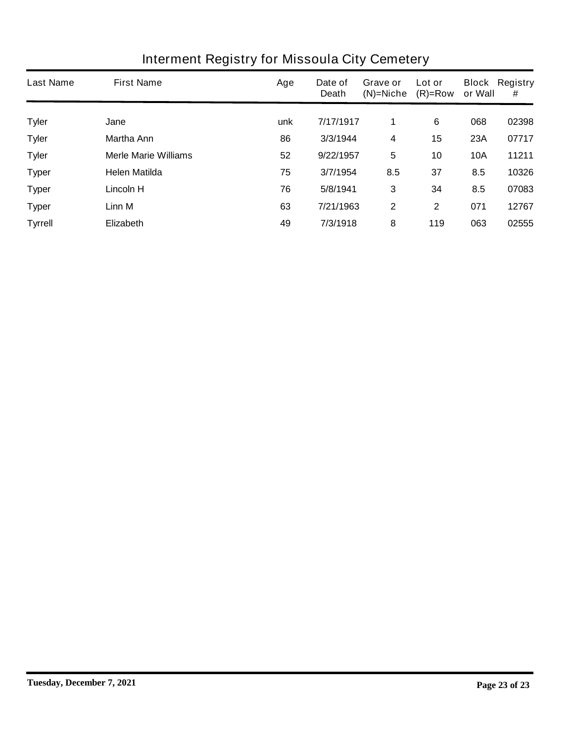# Interment Registry for Missoula City Cemetery

| Last Name | First Name | Age | Date of Death | Grave or (N)=Niche | Lot or (R)=Row | Block or Wall | Registry # |
|---|---|---|---|---|---|---|---|
| Tyler | Jane | unk | 7/17/1917 | 1 | 6 | 068 | 02398 |
| Tyler | Martha Ann | 86 | 3/3/1944 | 4 | 15 | 23A | 07717 |
| Tyler | Merle Marie Williams | 52 | 9/22/1957 | 5 | 10 | 10A | 11211 |
| Typer | Helen Matilda | 75 | 3/7/1954 | 8.5 | 37 | 8.5 | 10326 |
| Typer | Lincoln H | 76 | 5/8/1941 | 3 | 34 | 8.5 | 07083 |
| Typer | Linn M | 63 | 7/21/1963 | 2 | 2 | 071 | 12767 |
| Tyrrell | Elizabeth | 49 | 7/3/1918 | 8 | 119 | 063 | 02555 |

**Tuesday, December 7, 2021**